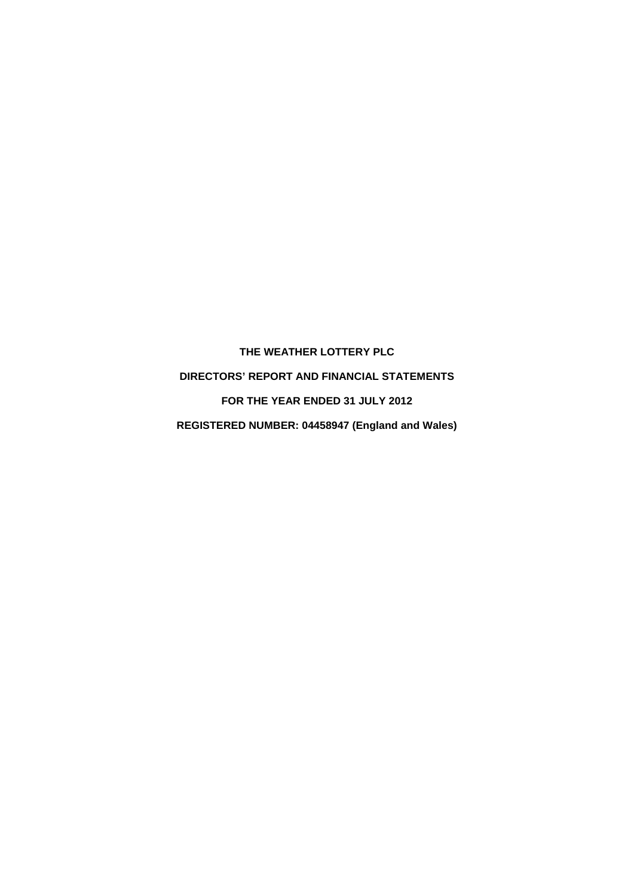**THE WEATHER LOTTERY PLC**

**DIRECTORS' REPORT AND FINANCIAL STATEMENTS**

**FOR THE YEAR ENDED 31 JULY 2012**

**REGISTERED NUMBER: 04458947 (England and Wales)**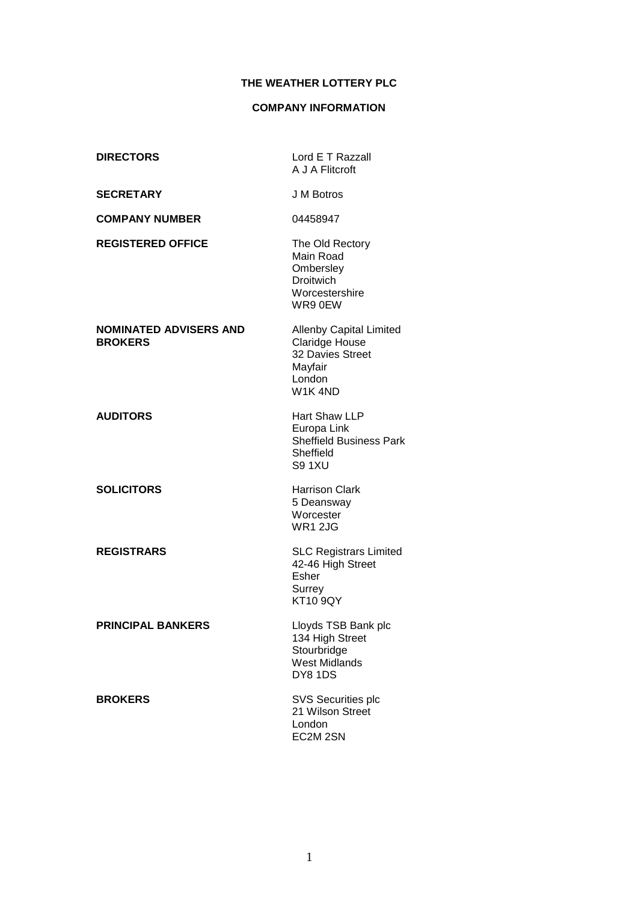# THE WEATHER LOTTERY PLC

## COMPANY INFORMATION

| | |
|---|---|
| **DIRECTORS** | Lord E T Razzall<br>A J A Flitcroft |
| **SECRETARY** | J M Botros |
| **COMPANY NUMBER** | 04458947 |
| **REGISTERED OFFICE** | The Old Rectory<br>Main Road<br>Ombersley<br>Droitwich<br>Worcestershire<br>WR9 0EW |
| **NOMINATED ADVISERS AND BROKERS** | Allenby Capital Limited<br>Claridge House<br>32 Davies Street<br>Mayfair<br>London<br>W1K 4ND |
| **AUDITORS** | Hart Shaw LLP<br>Europa Link<br>Sheffield Business Park<br>Sheffield<br>S9 1XU |
| **SOLICITORS** | Harrison Clark<br>5 Deansway<br>Worcester<br>WR1 2JG |
| **REGISTRARS** | SLC Registrars Limited<br>42-46 High Street<br>Esher<br>Surrey<br>KT10 9QY |
| **PRINCIPAL BANKERS** | Lloyds TSB Bank plc<br>134 High Street<br>Stourbridge<br>West Midlands<br>DY8 1DS |
| **BROKERS** | SVS Securities plc<br>21 Wilson Street<br>London<br>EC2M 2SN |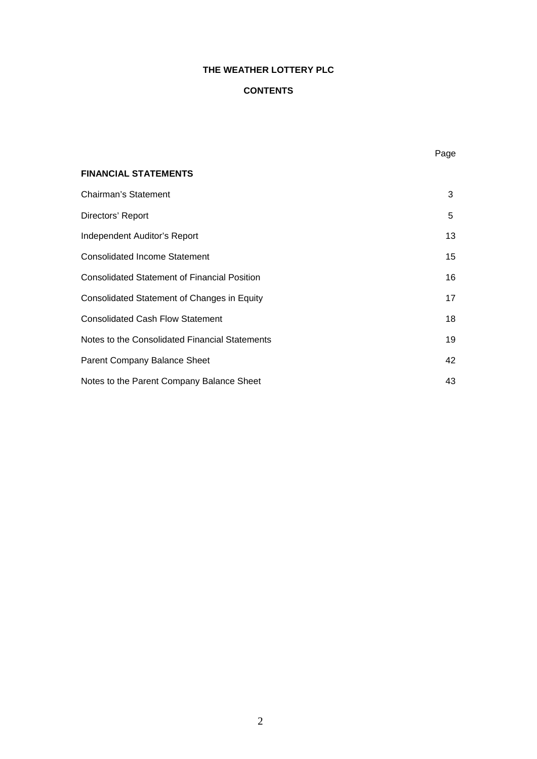# THE WEATHER LOTTERY PLC

## CONTENTS

| | Page |
|---|---|
| **FINANCIAL STATEMENTS** | |
| Chairman's Statement | 3 |
| Directors' Report | 5 |
| Independent Auditor's Report | 13 |
| Consolidated Income Statement | 15 |
| Consolidated Statement of Financial Position | 16 |
| Consolidated Statement of Changes in Equity | 17 |
| Consolidated Cash Flow Statement | 18 |
| Notes to the Consolidated Financial Statements | 19 |
| Parent Company Balance Sheet | 42 |
| Notes to the Parent Company Balance Sheet | 43 |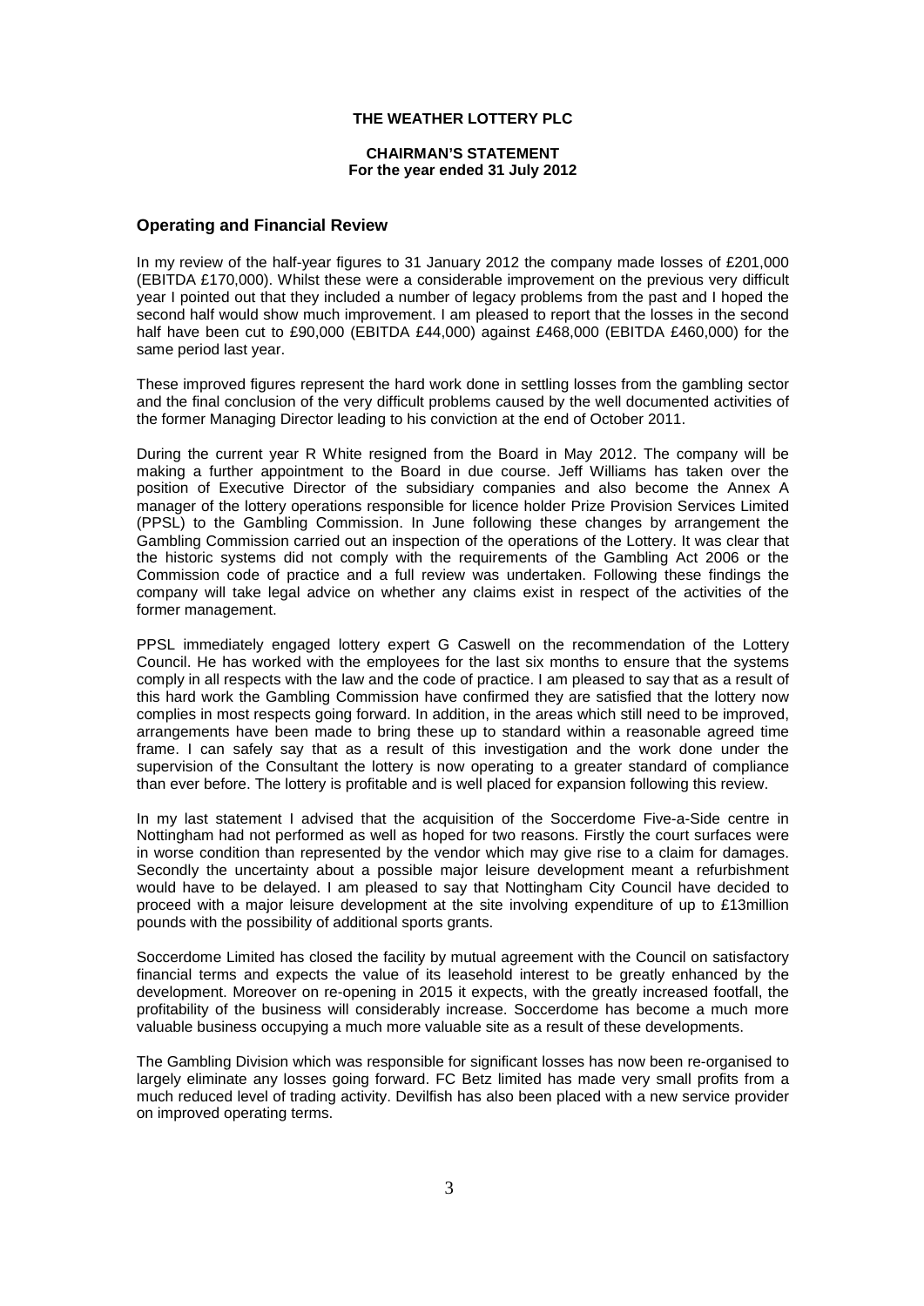**THE WEATHER LOTTERY PLC**

**CHAIRMAN'S STATEMENT**
**For the year ended 31 July 2012**

## Operating and Financial Review

In my review of the half-year figures to 31 January 2012 the company made losses of £201,000 (EBITDA £170,000). Whilst these were a considerable improvement on the previous very difficult year I pointed out that they included a number of legacy problems from the past and I hoped the second half would show much improvement. I am pleased to report that the losses in the second half have been cut to £90,000 (EBITDA £44,000) against £468,000 (EBITDA £460,000) for the same period last year.

These improved figures represent the hard work done in settling losses from the gambling sector and the final conclusion of the very difficult problems caused by the well documented activities of the former Managing Director leading to his conviction at the end of October 2011.

During the current year R White resigned from the Board in May 2012. The company will be making a further appointment to the Board in due course. Jeff Williams has taken over the position of Executive Director of the subsidiary companies and also become the Annex A manager of the lottery operations responsible for licence holder Prize Provision Services Limited (PPSL) to the Gambling Commission. In June following these changes by arrangement the Gambling Commission carried out an inspection of the operations of the Lottery. It was clear that the historic systems did not comply with the requirements of the Gambling Act 2006 or the Commission code of practice and a full review was undertaken. Following these findings the company will take legal advice on whether any claims exist in respect of the activities of the former management.

PPSL immediately engaged lottery expert G Caswell on the recommendation of the Lottery Council. He has worked with the employees for the last six months to ensure that the systems comply in all respects with the law and the code of practice. I am pleased to say that as a result of this hard work the Gambling Commission have confirmed they are satisfied that the lottery now complies in most respects going forward. In addition, in the areas which still need to be improved, arrangements have been made to bring these up to standard within a reasonable agreed time frame. I can safely say that as a result of this investigation and the work done under the supervision of the Consultant the lottery is now operating to a greater standard of compliance than ever before. The lottery is profitable and is well placed for expansion following this review.

In my last statement I advised that the acquisition of the Soccerdome Five-a-Side centre in Nottingham had not performed as well as hoped for two reasons. Firstly the court surfaces were in worse condition than represented by the vendor which may give rise to a claim for damages. Secondly the uncertainty about a possible major leisure development meant a refurbishment would have to be delayed. I am pleased to say that Nottingham City Council have decided to proceed with a major leisure development at the site involving expenditure of up to £13million pounds with the possibility of additional sports grants.

Soccerdome Limited has closed the facility by mutual agreement with the Council on satisfactory financial terms and expects the value of its leasehold interest to be greatly enhanced by the development. Moreover on re-opening in 2015 it expects, with the greatly increased footfall, the profitability of the business will considerably increase. Soccerdome has become a much more valuable business occupying a much more valuable site as a result of these developments.

The Gambling Division which was responsible for significant losses has now been re-organised to largely eliminate any losses going forward. FC Betz limited has made very small profits from a much reduced level of trading activity. Devilfish has also been placed with a new service provider on improved operating terms.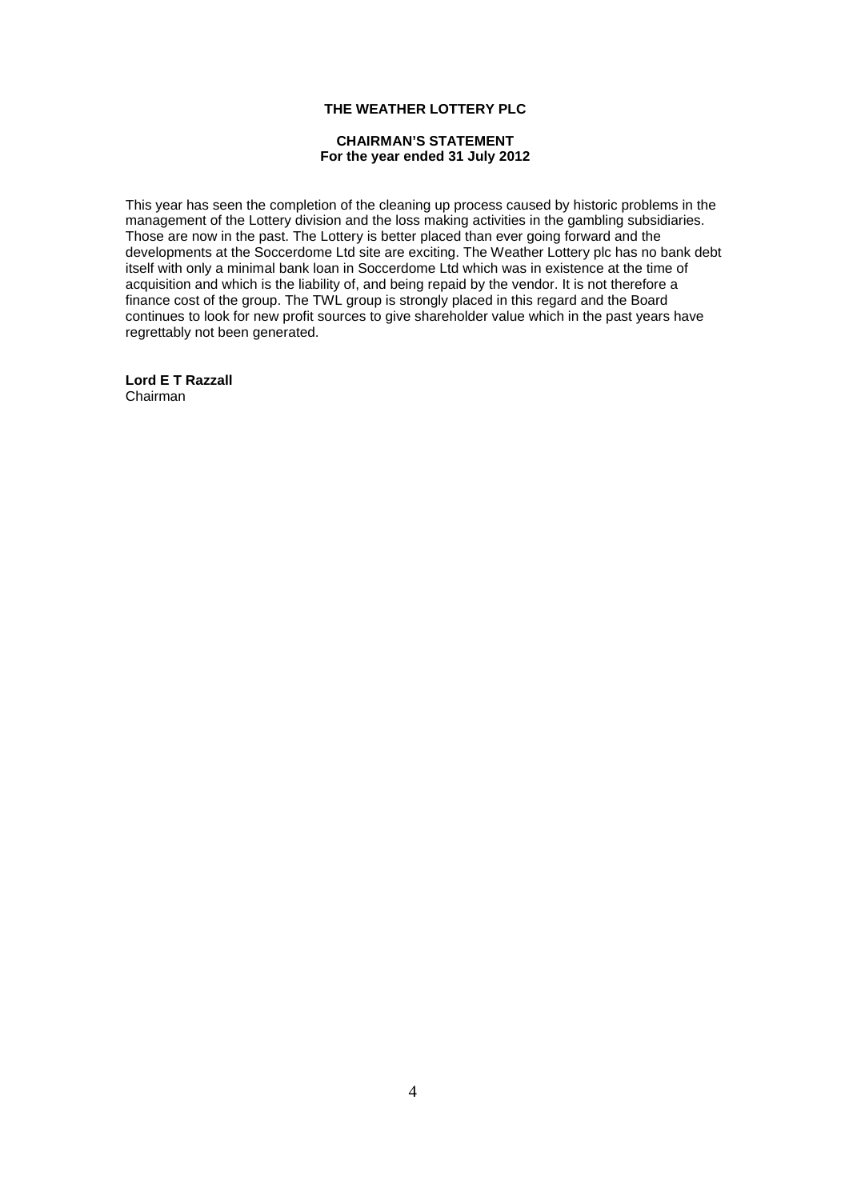**THE WEATHER LOTTERY PLC**

**CHAIRMAN'S STATEMENT**
**For the year ended 31 July 2012**

This year has seen the completion of the cleaning up process caused by historic problems in the management of the Lottery division and the loss making activities in the gambling subsidiaries. Those are now in the past. The Lottery is better placed than ever going forward and the developments at the Soccerdome Ltd site are exciting. The Weather Lottery plc has no bank debt itself with only a minimal bank loan in Soccerdome Ltd which was in existence at the time of acquisition and which is the liability of, and being repaid by the vendor. It is not therefore a finance cost of the group. The TWL group is strongly placed in this regard and the Board continues to look for new profit sources to give shareholder value which in the past years have regrettably not been generated.

**Lord E T Razzall**
Chairman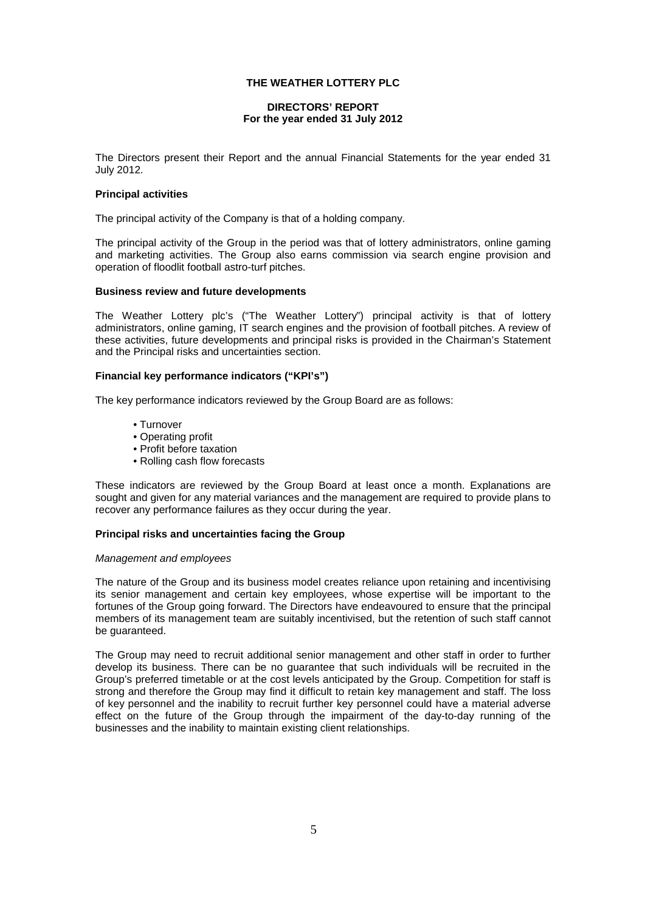**THE WEATHER LOTTERY PLC**

**DIRECTORS' REPORT**
**For the year ended 31 July 2012**

The Directors present their Report and the annual Financial Statements for the year ended 31 July 2012.

**Principal activities**

The principal activity of the Company is that of a holding company.

The principal activity of the Group in the period was that of lottery administrators, online gaming and marketing activities. The Group also earns commission via search engine provision and operation of floodlit football astro-turf pitches.

**Business review and future developments**

The Weather Lottery plc's ("The Weather Lottery") principal activity is that of lottery administrators, online gaming, IT search engines and the provision of football pitches. A review of these activities, future developments and principal risks is provided in the Chairman's Statement and the Principal risks and uncertainties section.

**Financial key performance indicators ("KPI's")**

The key performance indicators reviewed by the Group Board are as follows:

- Turnover
- Operating profit
- Profit before taxation
- Rolling cash flow forecasts

These indicators are reviewed by the Group Board at least once a month. Explanations are sought and given for any material variances and the management are required to provide plans to recover any performance failures as they occur during the year.

**Principal risks and uncertainties facing the Group**

*Management and employees*

The nature of the Group and its business model creates reliance upon retaining and incentivising its senior management and certain key employees, whose expertise will be important to the fortunes of the Group going forward. The Directors have endeavoured to ensure that the principal members of its management team are suitably incentivised, but the retention of such staff cannot be guaranteed.

The Group may need to recruit additional senior management and other staff in order to further develop its business. There can be no guarantee that such individuals will be recruited in the Group's preferred timetable or at the cost levels anticipated by the Group. Competition for staff is strong and therefore the Group may find it difficult to retain key management and staff. The loss of key personnel and the inability to recruit further key personnel could have a material adverse effect on the future of the Group through the impairment of the day-to-day running of the businesses and the inability to maintain existing client relationships.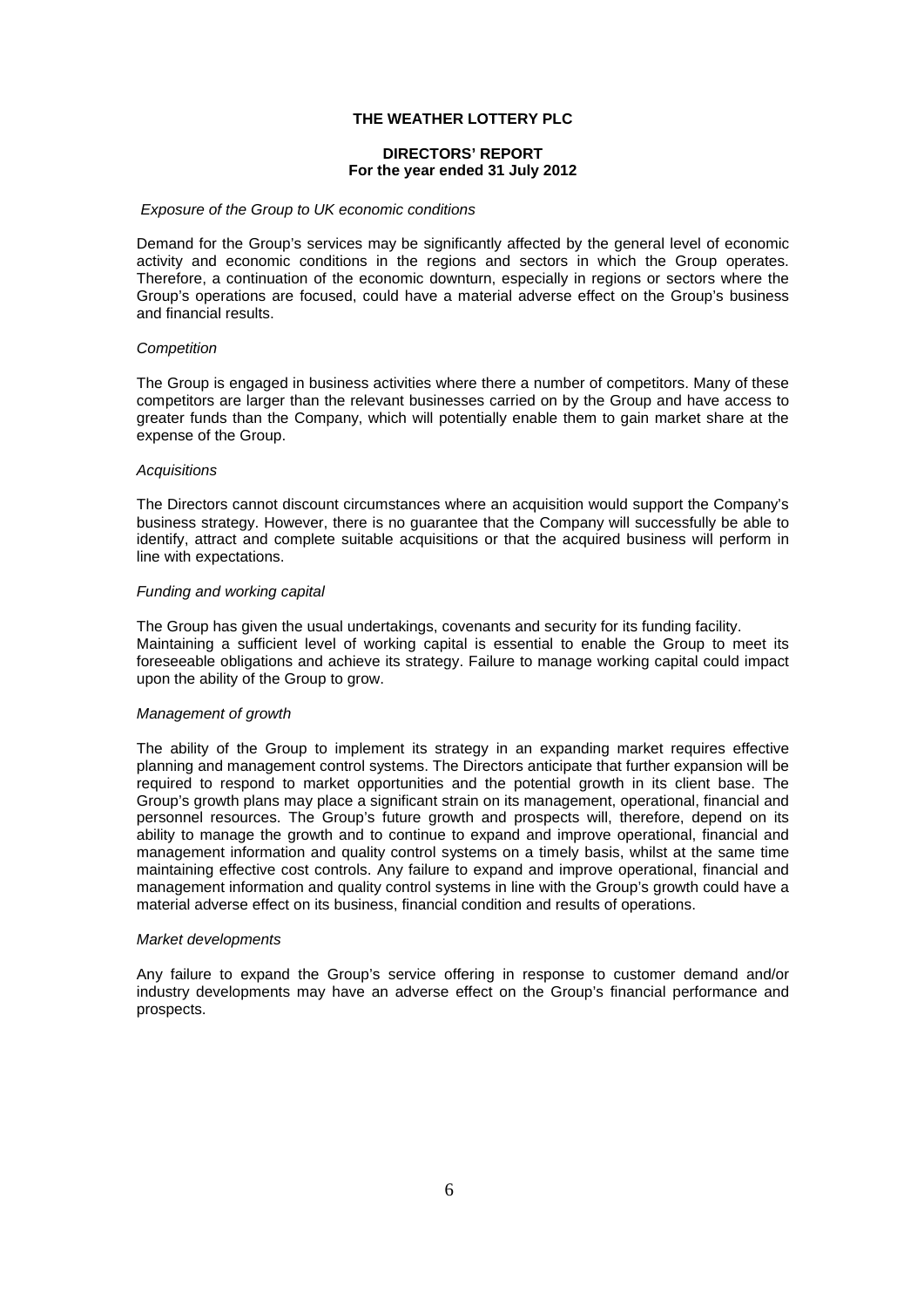**THE WEATHER LOTTERY PLC**

**DIRECTORS' REPORT**
**For the year ended 31 July 2012**

*Exposure of the Group to UK economic conditions*

Demand for the Group's services may be significantly affected by the general level of economic activity and economic conditions in the regions and sectors in which the Group operates. Therefore, a continuation of the economic downturn, especially in regions or sectors where the Group's operations are focused, could have a material adverse effect on the Group's business and financial results.

*Competition*

The Group is engaged in business activities where there a number of competitors. Many of these competitors are larger than the relevant businesses carried on by the Group and have access to greater funds than the Company, which will potentially enable them to gain market share at the expense of the Group.

*Acquisitions*

The Directors cannot discount circumstances where an acquisition would support the Company's business strategy. However, there is no guarantee that the Company will successfully be able to identify, attract and complete suitable acquisitions or that the acquired business will perform in line with expectations.

*Funding and working capital*

The Group has given the usual undertakings, covenants and security for its funding facility. Maintaining a sufficient level of working capital is essential to enable the Group to meet its foreseeable obligations and achieve its strategy. Failure to manage working capital could impact upon the ability of the Group to grow.

*Management of growth*

The ability of the Group to implement its strategy in an expanding market requires effective planning and management control systems. The Directors anticipate that further expansion will be required to respond to market opportunities and the potential growth in its client base. The Group's growth plans may place a significant strain on its management, operational, financial and personnel resources. The Group's future growth and prospects will, therefore, depend on its ability to manage the growth and to continue to expand and improve operational, financial and management information and quality control systems on a timely basis, whilst at the same time maintaining effective cost controls. Any failure to expand and improve operational, financial and management information and quality control systems in line with the Group's growth could have a material adverse effect on its business, financial condition and results of operations.

*Market developments*

Any failure to expand the Group's service offering in response to customer demand and/or industry developments may have an adverse effect on the Group's financial performance and prospects.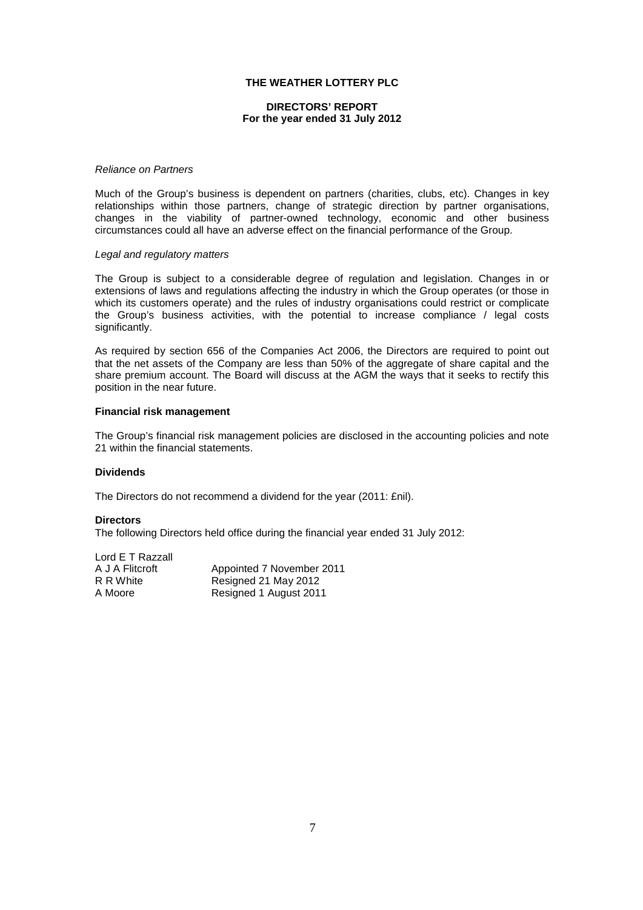# THE WEATHER LOTTERY PLC

## DIRECTORS' REPORT
**For the year ended 31 July 2012**

*Reliance on Partners*

Much of the Group's business is dependent on partners (charities, clubs, etc). Changes in key relationships within those partners, change of strategic direction by partner organisations, changes in the viability of partner-owned technology, economic and other business circumstances could all have an adverse effect on the financial performance of the Group.

*Legal and regulatory matters*

The Group is subject to a considerable degree of regulation and legislation. Changes in or extensions of laws and regulations affecting the industry in which the Group operates (or those in which its customers operate) and the rules of industry organisations could restrict or complicate the Group's business activities, with the potential to increase compliance / legal costs significantly.

As required by section 656 of the Companies Act 2006, the Directors are required to point out that the net assets of the Company are less than 50% of the aggregate of share capital and the share premium account. The Board will discuss at the AGM the ways that it seeks to rectify this position in the near future.

### Financial risk management

The Group's financial risk management policies are disclosed in the accounting policies and note 21 within the financial statements.

### Dividends

The Directors do not recommend a dividend for the year (2011: £nil).

### Directors

The following Directors held office during the financial year ended 31 July 2012:

| | |
|---|---|
| Lord E T Razzall | |
| A J A Flitcroft | Appointed 7 November 2011 |
| R R White | Resigned 21 May 2012 |
| A Moore | Resigned 1 August 2011 |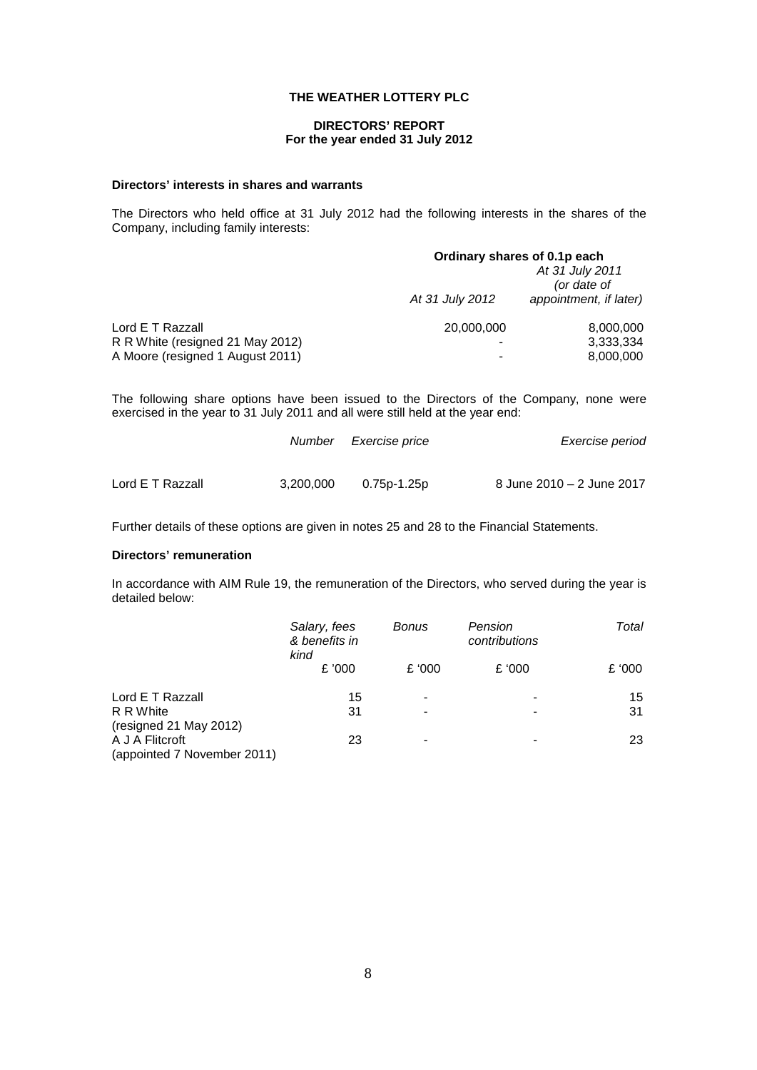**THE WEATHER LOTTERY PLC**

**DIRECTORS' REPORT**
**For the year ended 31 July 2012**

**Directors' interests in shares and warrants**

The Directors who held office at 31 July 2012 had the following interests in the shares of the Company, including family interests:

| | Ordinary shares of 0.1p each | |
|---|---|---|
| | *At 31 July 2012* | *At 31 July 2011 (or date of appointment, if later)* |
| Lord E T Razzall | 20,000,000 | 8,000,000 |
| R R White (resigned 21 May 2012) | - | 3,333,334 |
| A Moore (resigned 1 August 2011) | - | 8,000,000 |

The following share options have been issued to the Directors of the Company, none were exercised in the year to 31 July 2011 and all were still held at the year end:

| | *Number* | *Exercise price* | *Exercise period* |
|---|---|---|---|
| Lord E T Razzall | 3,200,000 | 0.75p-1.25p | 8 June 2010 – 2 June 2017 |

Further details of these options are given in notes 25 and 28 to the Financial Statements.

**Directors' remuneration**

In accordance with AIM Rule 19, the remuneration of the Directors, who served during the year is detailed below:

| | *Salary, fees & benefits in kind* | *Bonus* | *Pension contributions* | *Total* |
|---|---|---|---|---|
| | £ '000 | £ '000 | £ '000 | £ '000 |
| Lord E T Razzall | 15 | - | - | 15 |
| R R White (resigned 21 May 2012) | 31 | - | - | 31 |
| A J A Flitcroft (appointed 7 November 2011) | 23 | - | - | 23 |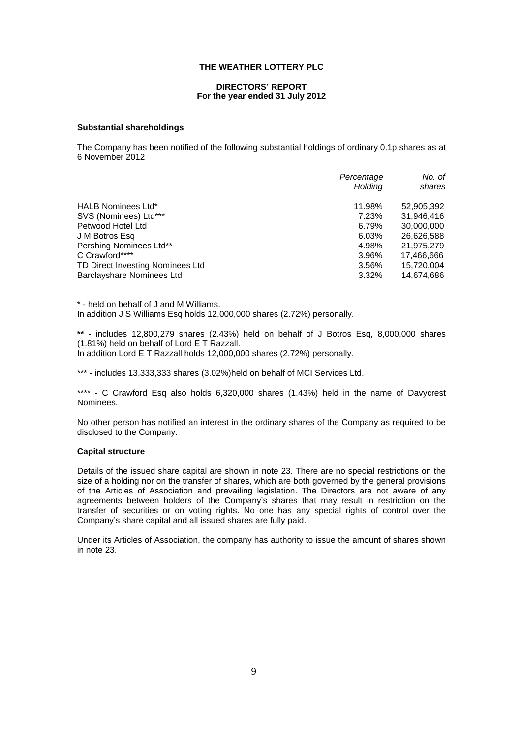**THE WEATHER LOTTERY PLC**

**DIRECTORS' REPORT**
**For the year ended 31 July 2012**

**Substantial shareholdings**

The Company has been notified of the following substantial holdings of ordinary 0.1p shares as at 6 November 2012

| | *Percentage Holding* | *No. of shares* |
|---|---|---|
| HALB Nominees Ltd* | 11.98% | 52,905,392 |
| SVS (Nominees) Ltd*** | 7.23% | 31,946,416 |
| Petwood Hotel Ltd | 6.79% | 30,000,000 |
| J M Botros Esq | 6.03% | 26,626,588 |
| Pershing Nominees Ltd** | 4.98% | 21,975,279 |
| C Crawford**** | 3.96% | 17,466,666 |
| TD Direct Investing Nominees Ltd | 3.56% | 15,720,004 |
| Barclayshare Nominees Ltd | 3.32% | 14,674,686 |

* - held on behalf of J and M Williams.
In addition J S Williams Esq holds 12,000,000 shares (2.72%) personally.

**\*\* -** includes 12,800,279 shares (2.43%) held on behalf of J Botros Esq, 8,000,000 shares (1.81%) held on behalf of Lord E T Razzall.
In addition Lord E T Razzall holds 12,000,000 shares (2.72%) personally.

*** - includes 13,333,333 shares (3.02%)held on behalf of MCI Services Ltd.

**** - C Crawford Esq also holds 6,320,000 shares (1.43%) held in the name of Davycrest Nominees.

No other person has notified an interest in the ordinary shares of the Company as required to be disclosed to the Company.

**Capital structure**

Details of the issued share capital are shown in note 23. There are no special restrictions on the size of a holding nor on the transfer of shares, which are both governed by the general provisions of the Articles of Association and prevailing legislation. The Directors are not aware of any agreements between holders of the Company's shares that may result in restriction on the transfer of securities or on voting rights. No one has any special rights of control over the Company's share capital and all issued shares are fully paid.

Under its Articles of Association, the company has authority to issue the amount of shares shown in note 23.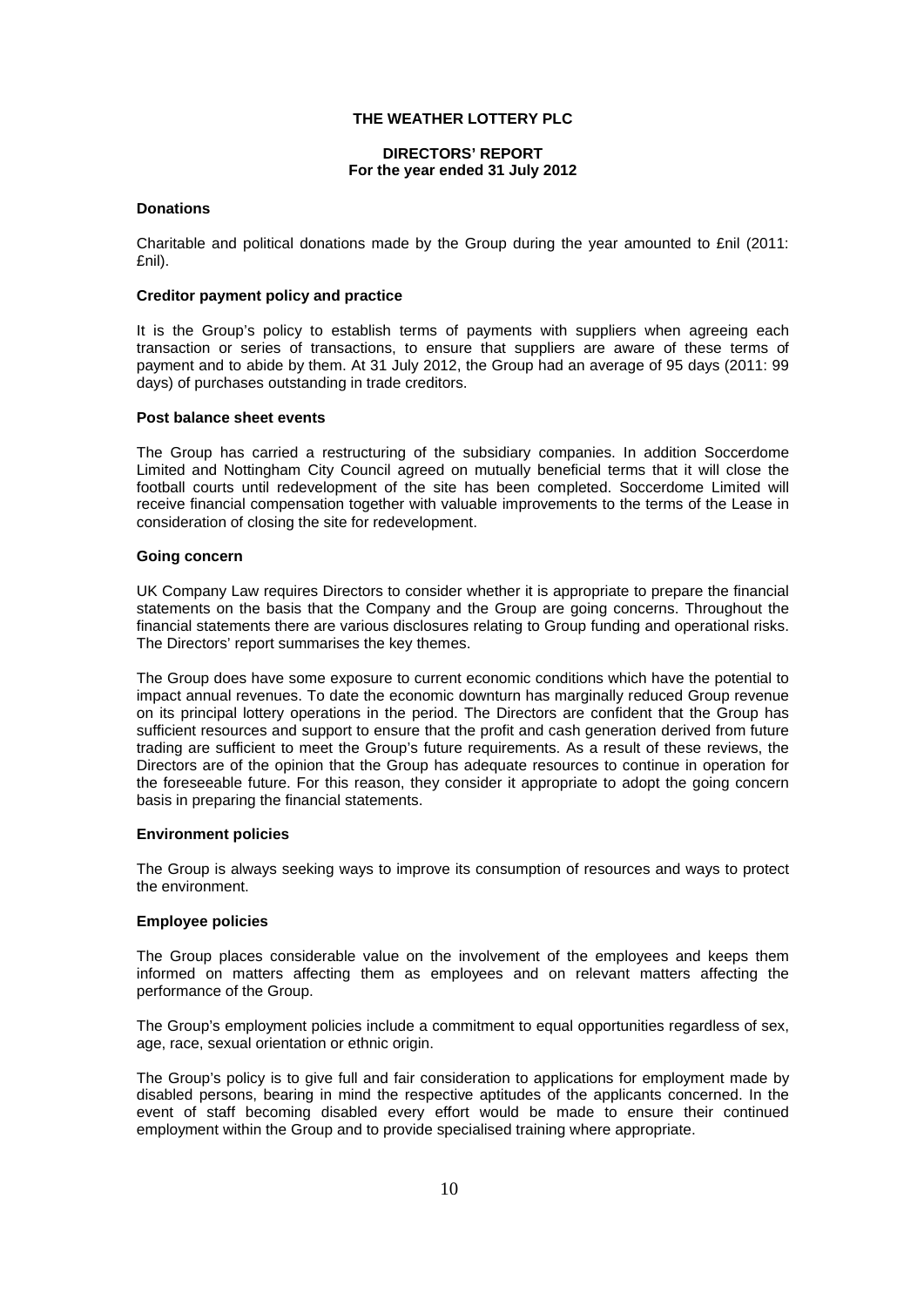**THE WEATHER LOTTERY PLC**

**DIRECTORS' REPORT**
**For the year ended 31 July 2012**

**Donations**

Charitable and political donations made by the Group during the year amounted to £nil (2011: £nil).

**Creditor payment policy and practice**

It is the Group's policy to establish terms of payments with suppliers when agreeing each transaction or series of transactions, to ensure that suppliers are aware of these terms of payment and to abide by them. At 31 July 2012, the Group had an average of 95 days (2011: 99 days) of purchases outstanding in trade creditors.

**Post balance sheet events**

The Group has carried a restructuring of the subsidiary companies. In addition Soccerdome Limited and Nottingham City Council agreed on mutually beneficial terms that it will close the football courts until redevelopment of the site has been completed. Soccerdome Limited will receive financial compensation together with valuable improvements to the terms of the Lease in consideration of closing the site for redevelopment.

**Going concern**

UK Company Law requires Directors to consider whether it is appropriate to prepare the financial statements on the basis that the Company and the Group are going concerns. Throughout the financial statements there are various disclosures relating to Group funding and operational risks. The Directors' report summarises the key themes.

The Group does have some exposure to current economic conditions which have the potential to impact annual revenues. To date the economic downturn has marginally reduced Group revenue on its principal lottery operations in the period. The Directors are confident that the Group has sufficient resources and support to ensure that the profit and cash generation derived from future trading are sufficient to meet the Group's future requirements. As a result of these reviews, the Directors are of the opinion that the Group has adequate resources to continue in operation for the foreseeable future. For this reason, they consider it appropriate to adopt the going concern basis in preparing the financial statements.

**Environment policies**

The Group is always seeking ways to improve its consumption of resources and ways to protect the environment.

**Employee policies**

The Group places considerable value on the involvement of the employees and keeps them informed on matters affecting them as employees and on relevant matters affecting the performance of the Group.

The Group's employment policies include a commitment to equal opportunities regardless of sex, age, race, sexual orientation or ethnic origin.

The Group's policy is to give full and fair consideration to applications for employment made by disabled persons, bearing in mind the respective aptitudes of the applicants concerned. In the event of staff becoming disabled every effort would be made to ensure their continued employment within the Group and to provide specialised training where appropriate.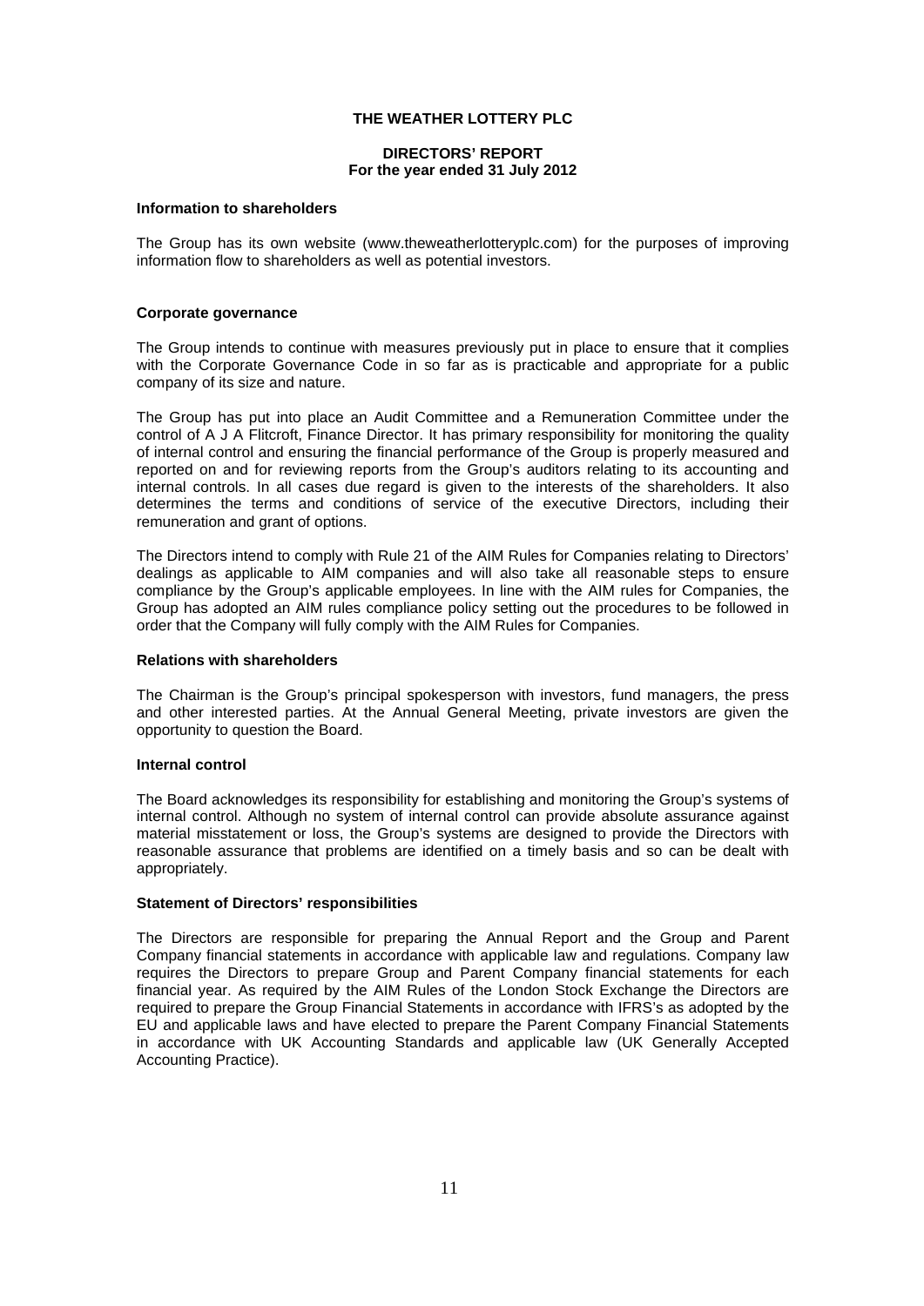**THE WEATHER LOTTERY PLC**

**DIRECTORS' REPORT**
**For the year ended 31 July 2012**

**Information to shareholders**

The Group has its own website (www.theweatherlotteryplc.com) for the purposes of improving information flow to shareholders as well as potential investors.

**Corporate governance**

The Group intends to continue with measures previously put in place to ensure that it complies with the Corporate Governance Code in so far as is practicable and appropriate for a public company of its size and nature.

The Group has put into place an Audit Committee and a Remuneration Committee under the control of A J A Flitcroft, Finance Director. It has primary responsibility for monitoring the quality of internal control and ensuring the financial performance of the Group is properly measured and reported on and for reviewing reports from the Group's auditors relating to its accounting and internal controls. In all cases due regard is given to the interests of the shareholders. It also determines the terms and conditions of service of the executive Directors, including their remuneration and grant of options.

The Directors intend to comply with Rule 21 of the AIM Rules for Companies relating to Directors' dealings as applicable to AIM companies and will also take all reasonable steps to ensure compliance by the Group's applicable employees. In line with the AIM rules for Companies, the Group has adopted an AIM rules compliance policy setting out the procedures to be followed in order that the Company will fully comply with the AIM Rules for Companies.

**Relations with shareholders**

The Chairman is the Group's principal spokesperson with investors, fund managers, the press and other interested parties. At the Annual General Meeting, private investors are given the opportunity to question the Board.

**Internal control**

The Board acknowledges its responsibility for establishing and monitoring the Group's systems of internal control. Although no system of internal control can provide absolute assurance against material misstatement or loss, the Group's systems are designed to provide the Directors with reasonable assurance that problems are identified on a timely basis and so can be dealt with appropriately.

**Statement of Directors' responsibilities**

The Directors are responsible for preparing the Annual Report and the Group and Parent Company financial statements in accordance with applicable law and regulations. Company law requires the Directors to prepare Group and Parent Company financial statements for each financial year. As required by the AIM Rules of the London Stock Exchange the Directors are required to prepare the Group Financial Statements in accordance with IFRS's as adopted by the EU and applicable laws and have elected to prepare the Parent Company Financial Statements in accordance with UK Accounting Standards and applicable law (UK Generally Accepted Accounting Practice).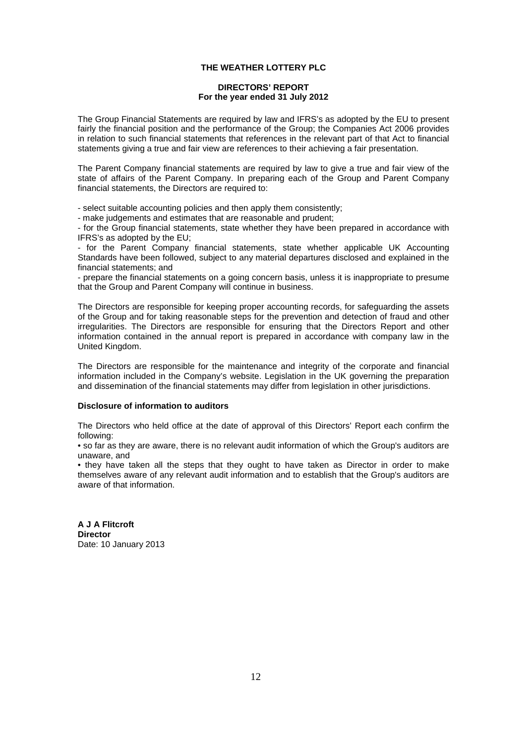**THE WEATHER LOTTERY PLC**

**DIRECTORS' REPORT**
**For the year ended 31 July 2012**

The Group Financial Statements are required by law and IFRS's as adopted by the EU to present fairly the financial position and the performance of the Group; the Companies Act 2006 provides in relation to such financial statements that references in the relevant part of that Act to financial statements giving a true and fair view are references to their achieving a fair presentation.

The Parent Company financial statements are required by law to give a true and fair view of the state of affairs of the Parent Company. In preparing each of the Group and Parent Company financial statements, the Directors are required to:

- select suitable accounting policies and then apply them consistently;
- make judgements and estimates that are reasonable and prudent;
- for the Group financial statements, state whether they have been prepared in accordance with IFRS's as adopted by the EU;
- for the Parent Company financial statements, state whether applicable UK Accounting Standards have been followed, subject to any material departures disclosed and explained in the financial statements; and
- prepare the financial statements on a going concern basis, unless it is inappropriate to presume that the Group and Parent Company will continue in business.

The Directors are responsible for keeping proper accounting records, for safeguarding the assets of the Group and for taking reasonable steps for the prevention and detection of fraud and other irregularities. The Directors are responsible for ensuring that the Directors Report and other information contained in the annual report is prepared in accordance with company law in the United Kingdom.

The Directors are responsible for the maintenance and integrity of the corporate and financial information included in the Company's website. Legislation in the UK governing the preparation and dissemination of the financial statements may differ from legislation in other jurisdictions.

**Disclosure of information to auditors**

The Directors who held office at the date of approval of this Directors' Report each confirm the following:

• so far as they are aware, there is no relevant audit information of which the Group's auditors are unaware, and

• they have taken all the steps that they ought to have taken as Director in order to make themselves aware of any relevant audit information and to establish that the Group's auditors are aware of that information.

**A J A Flitcroft**
**Director**
Date: 10 January 2013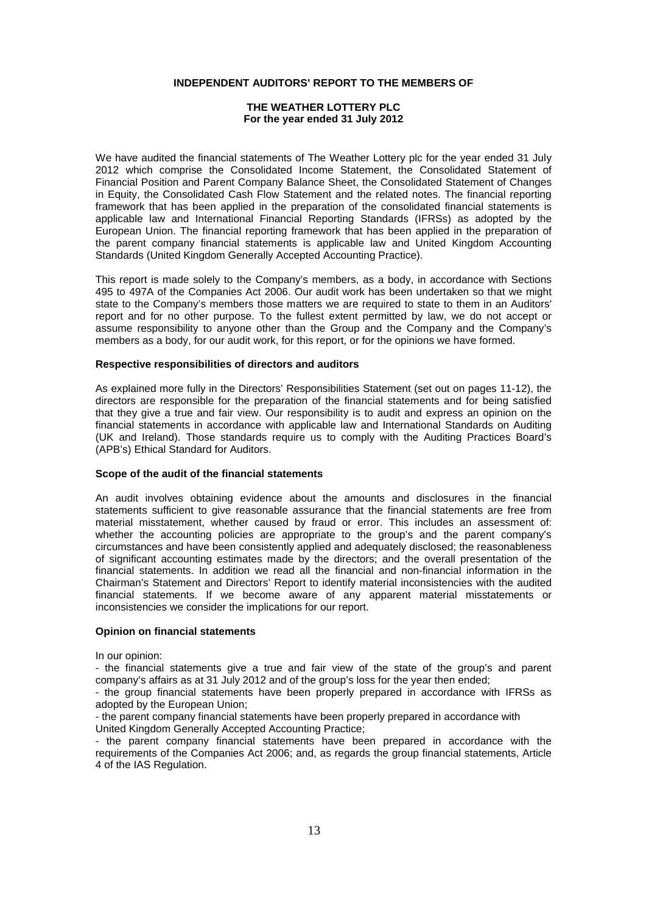# INDEPENDENT AUDITORS' REPORT TO THE MEMBERS OF

## THE WEATHER LOTTERY PLC
**For the year ended 31 July 2012**

We have audited the financial statements of The Weather Lottery plc for the year ended 31 July 2012 which comprise the Consolidated Income Statement, the Consolidated Statement of Financial Position and Parent Company Balance Sheet, the Consolidated Statement of Changes in Equity, the Consolidated Cash Flow Statement and the related notes. The financial reporting framework that has been applied in the preparation of the consolidated financial statements is applicable law and International Financial Reporting Standards (IFRSs) as adopted by the European Union. The financial reporting framework that has been applied in the preparation of the parent company financial statements is applicable law and United Kingdom Accounting Standards (United Kingdom Generally Accepted Accounting Practice).

This report is made solely to the Company's members, as a body, in accordance with Sections 495 to 497A of the Companies Act 2006. Our audit work has been undertaken so that we might state to the Company's members those matters we are required to state to them in an Auditors' report and for no other purpose. To the fullest extent permitted by law, we do not accept or assume responsibility to anyone other than the Group and the Company and the Company's members as a body, for our audit work, for this report, or for the opinions we have formed.

### Respective responsibilities of directors and auditors

As explained more fully in the Directors' Responsibilities Statement (set out on pages 11-12), the directors are responsible for the preparation of the financial statements and for being satisfied that they give a true and fair view. Our responsibility is to audit and express an opinion on the financial statements in accordance with applicable law and International Standards on Auditing (UK and Ireland). Those standards require us to comply with the Auditing Practices Board's (APB's) Ethical Standard for Auditors.

### Scope of the audit of the financial statements

An audit involves obtaining evidence about the amounts and disclosures in the financial statements sufficient to give reasonable assurance that the financial statements are free from material misstatement, whether caused by fraud or error. This includes an assessment of: whether the accounting policies are appropriate to the group's and the parent company's circumstances and have been consistently applied and adequately disclosed; the reasonableness of significant accounting estimates made by the directors; and the overall presentation of the financial statements. In addition we read all the financial and non-financial information in the Chairman's Statement and Directors' Report to identify material inconsistencies with the audited financial statements. If we become aware of any apparent material misstatements or inconsistencies we consider the implications for our report.

### Opinion on financial statements

In our opinion:

- the financial statements give a true and fair view of the state of the group's and parent company's affairs as at 31 July 2012 and of the group's loss for the year then ended;
- the group financial statements have been properly prepared in accordance with IFRSs as adopted by the European Union;
- the parent company financial statements have been properly prepared in accordance with United Kingdom Generally Accepted Accounting Practice;
- the parent company financial statements have been prepared in accordance with the requirements of the Companies Act 2006; and, as regards the group financial statements, Article 4 of the IAS Regulation.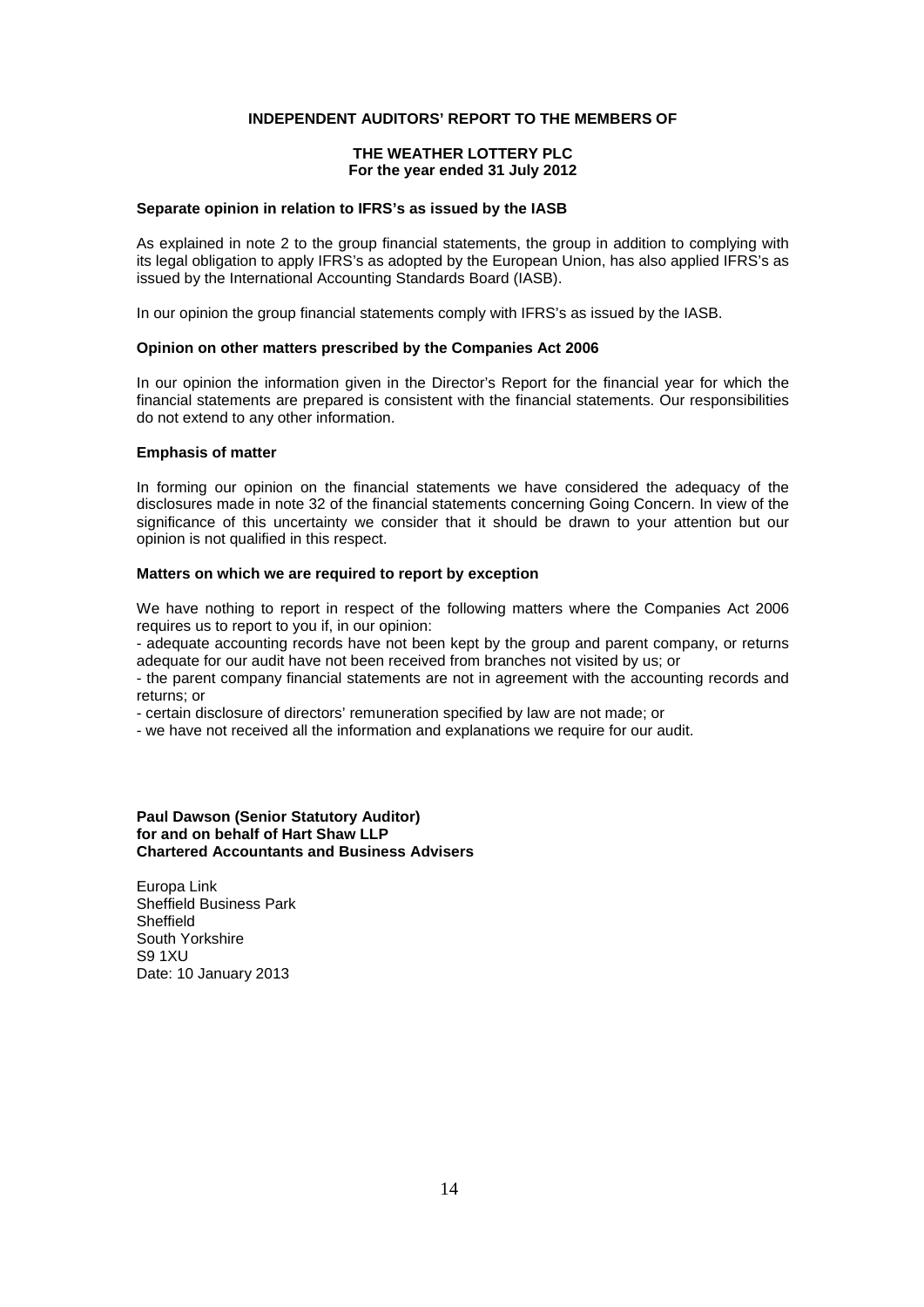**INDEPENDENT AUDITORS' REPORT TO THE MEMBERS OF**

**THE WEATHER LOTTERY PLC**
**For the year ended 31 July 2012**

**Separate opinion in relation to IFRS's as issued by the IASB**

As explained in note 2 to the group financial statements, the group in addition to complying with its legal obligation to apply IFRS's as adopted by the European Union, has also applied IFRS's as issued by the International Accounting Standards Board (IASB).

In our opinion the group financial statements comply with IFRS's as issued by the IASB.

**Opinion on other matters prescribed by the Companies Act 2006**

In our opinion the information given in the Director's Report for the financial year for which the financial statements are prepared is consistent with the financial statements. Our responsibilities do not extend to any other information.

**Emphasis of matter**

In forming our opinion on the financial statements we have considered the adequacy of the disclosures made in note 32 of the financial statements concerning Going Concern. In view of the significance of this uncertainty we consider that it should be drawn to your attention but our opinion is not qualified in this respect.

**Matters on which we are required to report by exception**

We have nothing to report in respect of the following matters where the Companies Act 2006 requires us to report to you if, in our opinion:

- adequate accounting records have not been kept by the group and parent company, or returns adequate for our audit have not been received from branches not visited by us; or
- the parent company financial statements are not in agreement with the accounting records and returns; or
- certain disclosure of directors' remuneration specified by law are not made; or
- we have not received all the information and explanations we require for our audit.

**Paul Dawson (Senior Statutory Auditor)**
**for and on behalf of Hart Shaw LLP**
**Chartered Accountants and Business Advisers**

Europa Link
Sheffield Business Park
Sheffield
South Yorkshire
S9 1XU
Date: 10 January 2013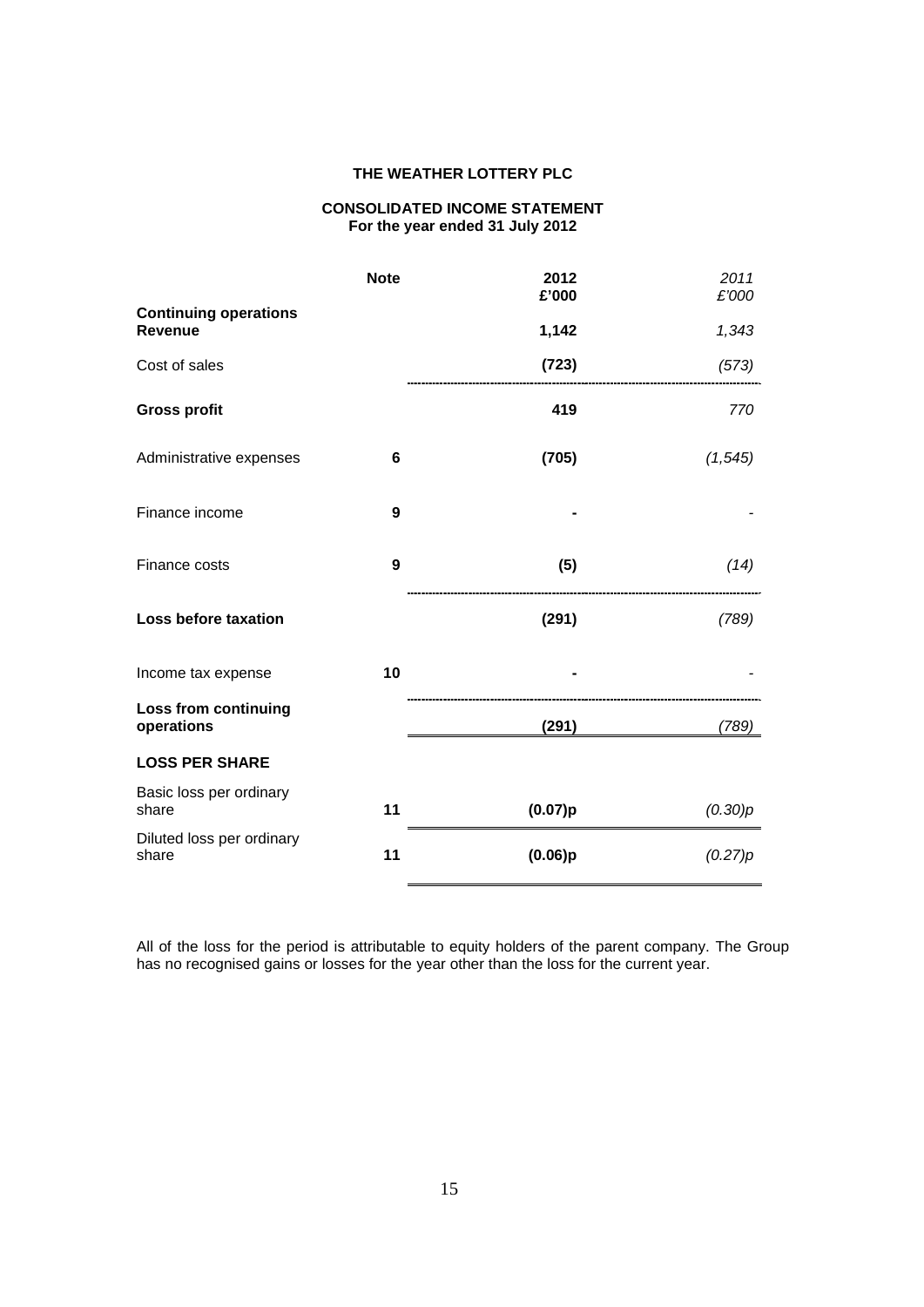**THE WEATHER LOTTERY PLC**

**CONSOLIDATED INCOME STATEMENT**
**For the year ended 31 July 2012**

| | Note | 2012 £'000 | *2011 £'000* |
|---|---|---|---|
| **Continuing operations** | | | |
| **Revenue** | | **1,142** | *1,343* |
| Cost of sales | | **(723)** | *(573)* |
| **Gross profit** | | **419** | *770* |
| Administrative expenses | **6** | **(705)** | *(1,545)* |
| Finance income | **9** | **-** | *-* |
| Finance costs | **9** | **(5)** | *(14)* |
| **Loss before taxation** | | **(291)** | *(789)* |
| Income tax expense | **10** | **-** | *-* |
| **Loss from continuing operations** | | **(291)** | *(789)* |
| **LOSS PER SHARE** | | | |
| Basic loss per ordinary share | **11** | **(0.07)p** | *(0.30)p* |
| Diluted loss per ordinary share | **11** | **(0.06)p** | *(0.27)p* |

All of the loss for the period is attributable to equity holders of the parent company. The Group has no recognised gains or losses for the year other than the loss for the current year.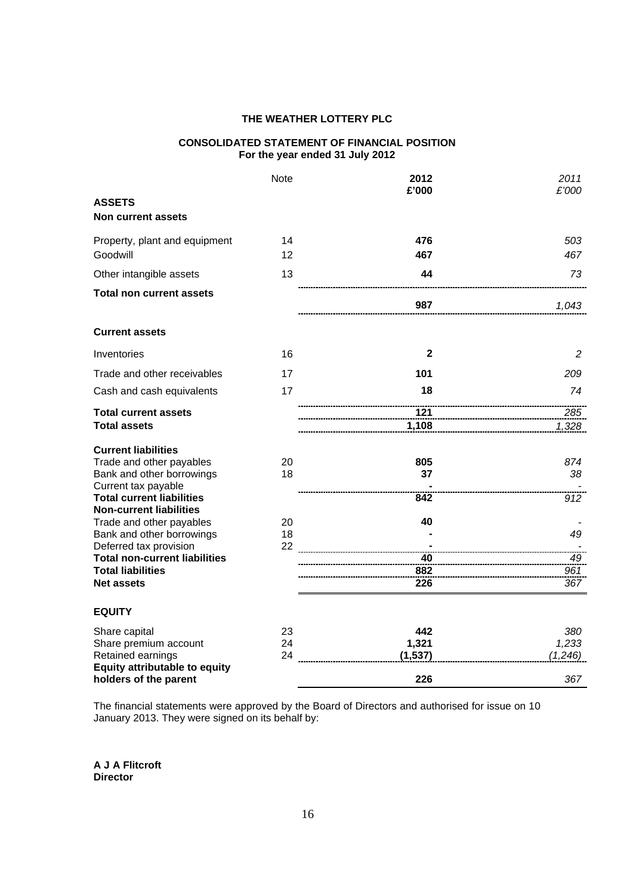**THE WEATHER LOTTERY PLC**

**CONSOLIDATED STATEMENT OF FINANCIAL POSITION**
**For the year ended 31 July 2012**

| | Note | **2012** **£'000** | *2011* *£'000* |
|---|---|---|---|
| **ASSETS** | | | |
| **Non current assets** | | | |
| Property, plant and equipment | 14 | **476** | *503* |
| Goodwill | 12 | **467** | *467* |
| Other intangible assets | 13 | **44** | *73* |
| **Total non current assets** | | **987** | *1,043* |
| **Current assets** | | | |
| Inventories | 16 | **2** | *2* |
| Trade and other receivables | 17 | **101** | *209* |
| Cash and cash equivalents | 17 | **18** | *74* |
| **Total current assets** | | **121** | *285* |
| **Total assets** | | **1,108** | *1,328* |
| **Current liabilities** | | | |
| Trade and other payables | 20 | **805** | *874* |
| Bank and other borrowings | 18 | **37** | *38* |
| Current tax payable | | **-** | *-* |
| **Total current liabilities** | | **842** | *912* |
| **Non-current liabilities** | | | |
| Trade and other payables | 20 | **40** | *-* |
| Bank and other borrowings | 18 | **-** | *49* |
| Deferred tax provision | 22 | **-** | *-* |
| **Total non-current liabilities** | | **40** | *49* |
| **Total liabilities** | | **882** | *961* |
| **Net assets** | | **226** | *367* |
| **EQUITY** | | | |
| Share capital | 23 | **442** | *380* |
| Share premium account | 24 | **1,321** | *1,233* |
| Retained earnings | 24 | **(1,537)** | *(1,246)* |
| **Equity attributable to equity holders of the parent** | | **226** | *367* |

The financial statements were approved by the Board of Directors and authorised for issue on 10 January 2013. They were signed on its behalf by:

**A J A Flitcroft**
**Director**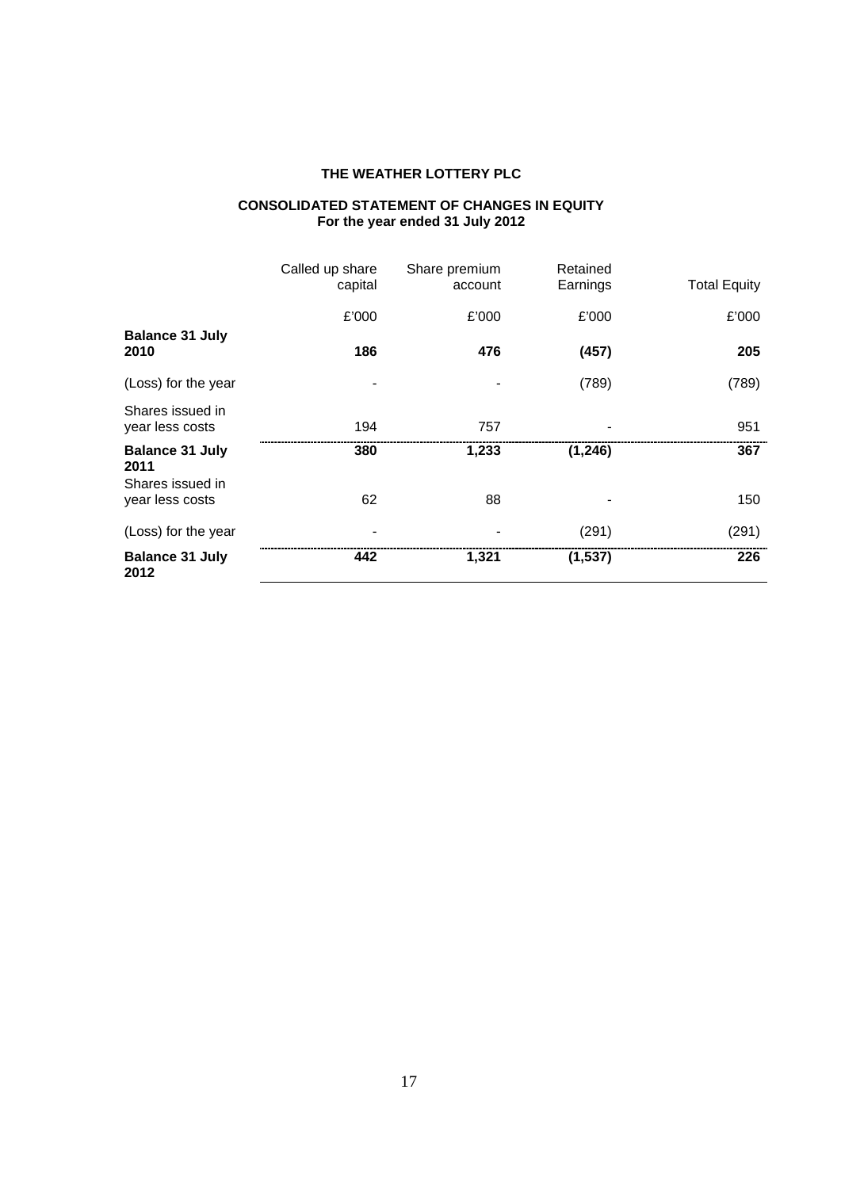# THE WEATHER LOTTERY PLC

## CONSOLIDATED STATEMENT OF CHANGES IN EQUITY
**For the year ended 31 July 2012**

| | Called up share capital | Share premium account | Retained Earnings | Total Equity |
|---|---|---|---|---|
| | £'000 | £'000 | £'000 | £'000 |
| **Balance 31 July 2010** | **186** | **476** | **(457)** | **205** |
| (Loss) for the year | - | - | (789) | (789) |
| Shares issued in year less costs | 194 | 757 | - | 951 |
| **Balance 31 July 2011** | **380** | **1,233** | **(1,246)** | **367** |
| Shares issued in year less costs | 62 | 88 | - | 150 |
| (Loss) for the year | - | - | (291) | (291) |
| **Balance 31 July 2012** | **442** | **1,321** | **(1,537)** | **226** |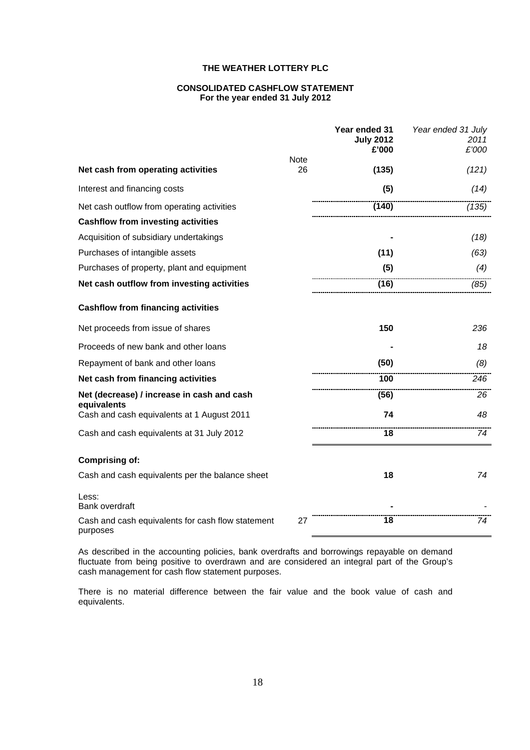**THE WEATHER LOTTERY PLC**

**CONSOLIDATED CASHFLOW STATEMENT**
**For the year ended 31 July 2012**

| | Note | **Year ended 31 July 2012 £'000** | *Year ended 31 July 2011 £'000* |
|---|---|---|---|
| **Net cash from operating activities** | 26 | **(135)** | *(121)* |
| Interest and financing costs | | **(5)** | *(14)* |
| Net cash outflow from operating activities | | **(140)** | *(135)* |
| **Cashflow from investing activities** | | | |
| Acquisition of subsidiary undertakings | | **-** | *(18)* |
| Purchases of intangible assets | | **(11)** | *(63)* |
| Purchases of property, plant and equipment | | **(5)** | *(4)* |
| **Net cash outflow from investing activities** | | **(16)** | *(85)* |
| **Cashflow from financing activities** | | | |
| Net proceeds from issue of shares | | **150** | *236* |
| Proceeds of new bank and other loans | | **-** | *18* |
| Repayment of bank and other loans | | **(50)** | *(8)* |
| **Net cash from financing activities** | | **100** | *246* |
| **Net (decrease) / increase in cash and cash equivalents** | | **(56)** | *26* |
| Cash and cash equivalents at 1 August 2011 | | **74** | *48* |
| Cash and cash equivalents at 31 July 2012 | | **18** | *74* |
| **Comprising of:** | | | |
| Cash and cash equivalents per the balance sheet | | **18** | *74* |
| Less: Bank overdraft | | **-** | *-* |
| Cash and cash equivalents for cash flow statement purposes | 27 | **18** | *74* |

As described in the accounting policies, bank overdrafts and borrowings repayable on demand fluctuate from being positive to overdrawn and are considered an integral part of the Group's cash management for cash flow statement purposes.

There is no material difference between the fair value and the book value of cash and equivalents.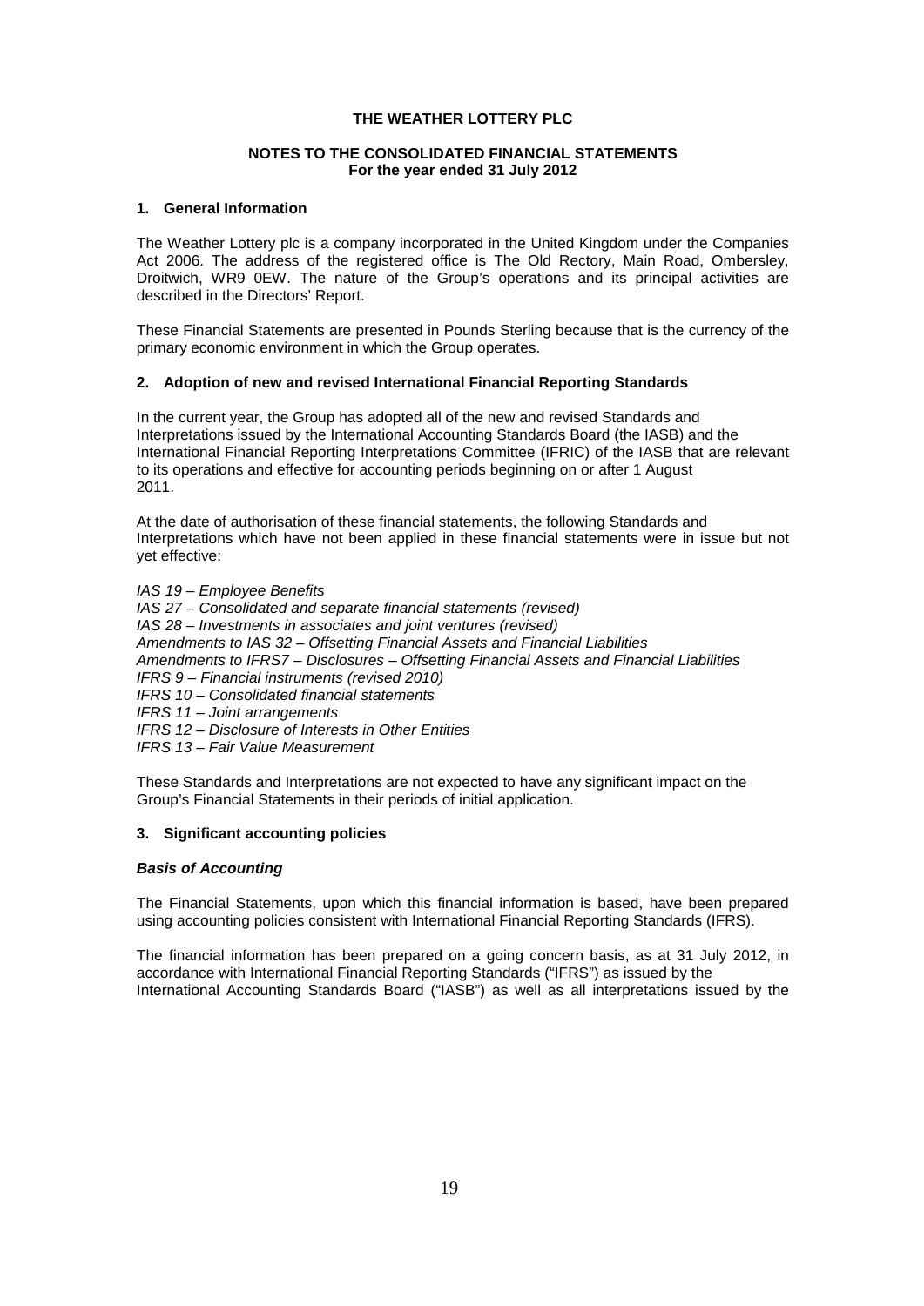**THE WEATHER LOTTERY PLC**

**NOTES TO THE CONSOLIDATED FINANCIAL STATEMENTS**
**For the year ended 31 July 2012**

## 1. General Information

The Weather Lottery plc is a company incorporated in the United Kingdom under the Companies Act 2006. The address of the registered office is The Old Rectory, Main Road, Ombersley, Droitwich, WR9 0EW. The nature of the Group's operations and its principal activities are described in the Directors' Report.

These Financial Statements are presented in Pounds Sterling because that is the currency of the primary economic environment in which the Group operates.

## 2. Adoption of new and revised International Financial Reporting Standards

In the current year, the Group has adopted all of the new and revised Standards and Interpretations issued by the International Accounting Standards Board (the IASB) and the International Financial Reporting Interpretations Committee (IFRIC) of the IASB that are relevant to its operations and effective for accounting periods beginning on or after 1 August 2011.

At the date of authorisation of these financial statements, the following Standards and Interpretations which have not been applied in these financial statements were in issue but not yet effective:

*IAS 19 – Employee Benefits*
*IAS 27 – Consolidated and separate financial statements (revised)*
*IAS 28 – Investments in associates and joint ventures (revised)*
*Amendments to IAS 32 – Offsetting Financial Assets and Financial Liabilities*
*Amendments to IFRS7 – Disclosures – Offsetting Financial Assets and Financial Liabilities*
*IFRS 9 – Financial instruments (revised 2010)*
*IFRS 10 – Consolidated financial statements*
*IFRS 11 – Joint arrangements*
*IFRS 12 – Disclosure of Interests in Other Entities*
*IFRS 13 – Fair Value Measurement*

These Standards and Interpretations are not expected to have any significant impact on the Group's Financial Statements in their periods of initial application.

## 3. Significant accounting policies

### *Basis of Accounting*

The Financial Statements, upon which this financial information is based, have been prepared using accounting policies consistent with International Financial Reporting Standards (IFRS).

The financial information has been prepared on a going concern basis, as at 31 July 2012, in accordance with International Financial Reporting Standards ("IFRS") as issued by the International Accounting Standards Board ("IASB") as well as all interpretations issued by the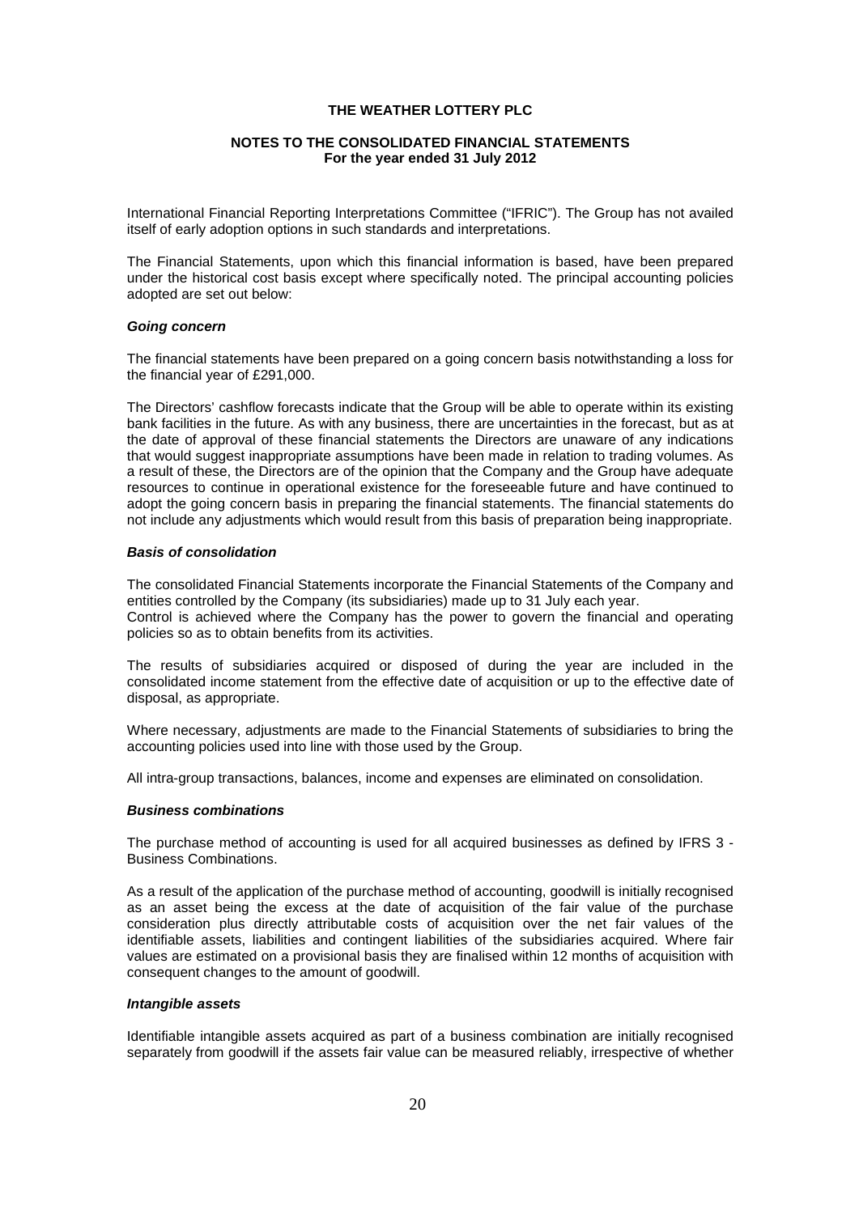International Financial Reporting Interpretations Committee ("IFRIC"). The Group has not availed itself of early adoption options in such standards and interpretations.

The Financial Statements, upon which this financial information is based, have been prepared under the historical cost basis except where specifically noted. The principal accounting policies adopted are set out below:

***Going concern***

The financial statements have been prepared on a going concern basis notwithstanding a loss for the financial year of £291,000.

The Directors' cashflow forecasts indicate that the Group will be able to operate within its existing bank facilities in the future. As with any business, there are uncertainties in the forecast, but as at the date of approval of these financial statements the Directors are unaware of any indications that would suggest inappropriate assumptions have been made in relation to trading volumes. As a result of these, the Directors are of the opinion that the Company and the Group have adequate resources to continue in operational existence for the foreseeable future and have continued to adopt the going concern basis in preparing the financial statements. The financial statements do not include any adjustments which would result from this basis of preparation being inappropriate.

***Basis of consolidation***

The consolidated Financial Statements incorporate the Financial Statements of the Company and entities controlled by the Company (its subsidiaries) made up to 31 July each year.
Control is achieved where the Company has the power to govern the financial and operating policies so as to obtain benefits from its activities.

The results of subsidiaries acquired or disposed of during the year are included in the consolidated income statement from the effective date of acquisition or up to the effective date of disposal, as appropriate.

Where necessary, adjustments are made to the Financial Statements of subsidiaries to bring the accounting policies used into line with those used by the Group.

All intra-group transactions, balances, income and expenses are eliminated on consolidation.

***Business combinations***

The purchase method of accounting is used for all acquired businesses as defined by IFRS 3 - Business Combinations.

As a result of the application of the purchase method of accounting, goodwill is initially recognised as an asset being the excess at the date of acquisition of the fair value of the purchase consideration plus directly attributable costs of acquisition over the net fair values of the identifiable assets, liabilities and contingent liabilities of the subsidiaries acquired. Where fair values are estimated on a provisional basis they are finalised within 12 months of acquisition with consequent changes to the amount of goodwill.

***Intangible assets***

Identifiable intangible assets acquired as part of a business combination are initially recognised separately from goodwill if the assets fair value can be measured reliably, irrespective of whether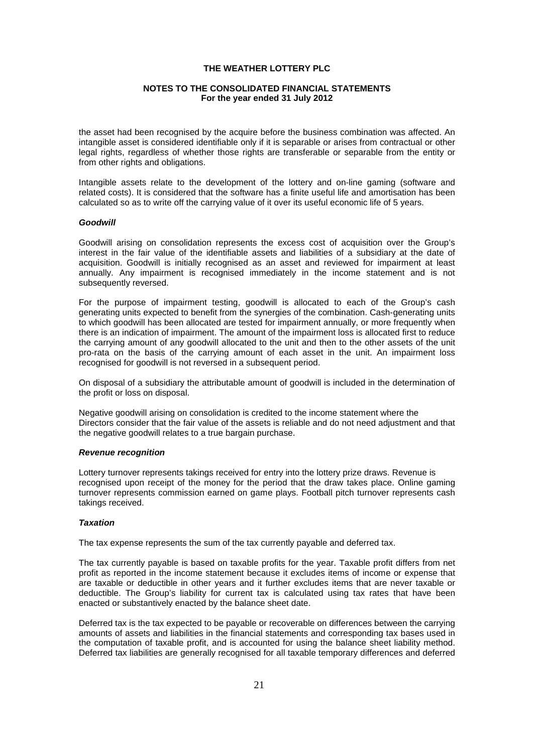the asset had been recognised by the acquire before the business combination was affected. An intangible asset is considered identifiable only if it is separable or arises from contractual or other legal rights, regardless of whether those rights are transferable or separable from the entity or from other rights and obligations.

Intangible assets relate to the development of the lottery and on-line gaming (software and related costs). It is considered that the software has a finite useful life and amortisation has been calculated so as to write off the carrying value of it over its useful economic life of 5 years.

***Goodwill***

Goodwill arising on consolidation represents the excess cost of acquisition over the Group's interest in the fair value of the identifiable assets and liabilities of a subsidiary at the date of acquisition. Goodwill is initially recognised as an asset and reviewed for impairment at least annually. Any impairment is recognised immediately in the income statement and is not subsequently reversed.

For the purpose of impairment testing, goodwill is allocated to each of the Group's cash generating units expected to benefit from the synergies of the combination. Cash-generating units to which goodwill has been allocated are tested for impairment annually, or more frequently when there is an indication of impairment. The amount of the impairment loss is allocated first to reduce the carrying amount of any goodwill allocated to the unit and then to the other assets of the unit pro-rata on the basis of the carrying amount of each asset in the unit. An impairment loss recognised for goodwill is not reversed in a subsequent period.

On disposal of a subsidiary the attributable amount of goodwill is included in the determination of the profit or loss on disposal.

Negative goodwill arising on consolidation is credited to the income statement where the Directors consider that the fair value of the assets is reliable and do not need adjustment and that the negative goodwill relates to a true bargain purchase.

***Revenue recognition***

Lottery turnover represents takings received for entry into the lottery prize draws. Revenue is recognised upon receipt of the money for the period that the draw takes place. Online gaming turnover represents commission earned on game plays. Football pitch turnover represents cash takings received.

***Taxation***

The tax expense represents the sum of the tax currently payable and deferred tax.

The tax currently payable is based on taxable profits for the year. Taxable profit differs from net profit as reported in the income statement because it excludes items of income or expense that are taxable or deductible in other years and it further excludes items that are never taxable or deductible. The Group's liability for current tax is calculated using tax rates that have been enacted or substantively enacted by the balance sheet date.

Deferred tax is the tax expected to be payable or recoverable on differences between the carrying amounts of assets and liabilities in the financial statements and corresponding tax bases used in the computation of taxable profit, and is accounted for using the balance sheet liability method. Deferred tax liabilities are generally recognised for all taxable temporary differences and deferred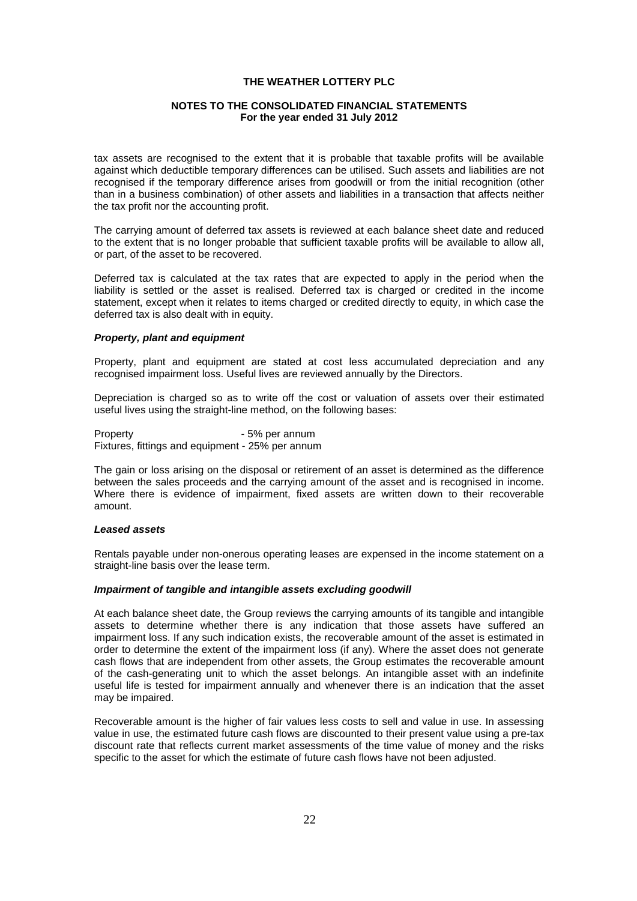tax assets are recognised to the extent that it is probable that taxable profits will be available against which deductible temporary differences can be utilised. Such assets and liabilities are not recognised if the temporary difference arises from goodwill or from the initial recognition (other than in a business combination) of other assets and liabilities in a transaction that affects neither the tax profit nor the accounting profit.

The carrying amount of deferred tax assets is reviewed at each balance sheet date and reduced to the extent that is no longer probable that sufficient taxable profits will be available to allow all, or part, of the asset to be recovered.

Deferred tax is calculated at the tax rates that are expected to apply in the period when the liability is settled or the asset is realised. Deferred tax is charged or credited in the income statement, except when it relates to items charged or credited directly to equity, in which case the deferred tax is also dealt with in equity.

***Property, plant and equipment***

Property, plant and equipment are stated at cost less accumulated depreciation and any recognised impairment loss. Useful lives are reviewed annually by the Directors.

Depreciation is charged so as to write off the cost or valuation of assets over their estimated useful lives using the straight-line method, on the following bases:

Property - 5% per annum
Fixtures, fittings and equipment - 25% per annum

The gain or loss arising on the disposal or retirement of an asset is determined as the difference between the sales proceeds and the carrying amount of the asset and is recognised in income. Where there is evidence of impairment, fixed assets are written down to their recoverable amount.

***Leased assets***

Rentals payable under non-onerous operating leases are expensed in the income statement on a straight-line basis over the lease term.

***Impairment of tangible and intangible assets excluding goodwill***

At each balance sheet date, the Group reviews the carrying amounts of its tangible and intangible assets to determine whether there is any indication that those assets have suffered an impairment loss. If any such indication exists, the recoverable amount of the asset is estimated in order to determine the extent of the impairment loss (if any). Where the asset does not generate cash flows that are independent from other assets, the Group estimates the recoverable amount of the cash-generating unit to which the asset belongs. An intangible asset with an indefinite useful life is tested for impairment annually and whenever there is an indication that the asset may be impaired.

Recoverable amount is the higher of fair values less costs to sell and value in use. In assessing value in use, the estimated future cash flows are discounted to their present value using a pre-tax discount rate that reflects current market assessments of the time value of money and the risks specific to the asset for which the estimate of future cash flows have not been adjusted.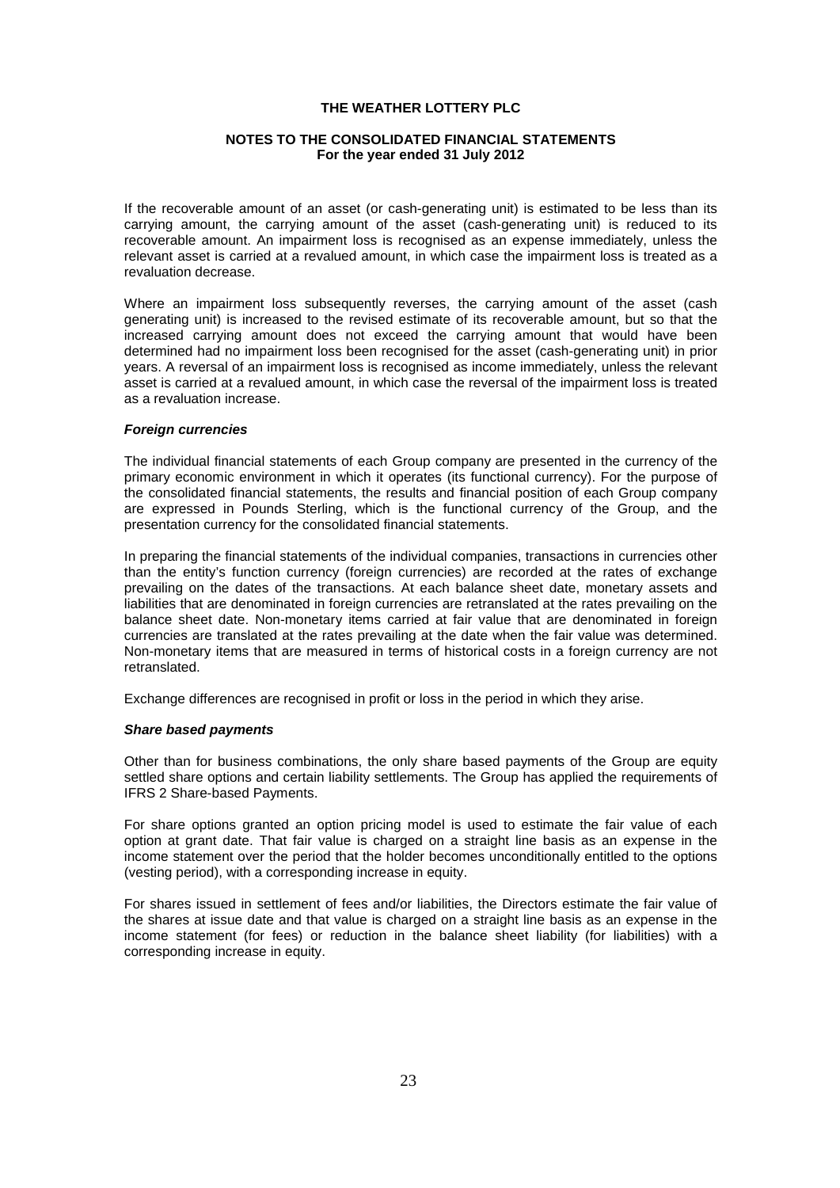If the recoverable amount of an asset (or cash-generating unit) is estimated to be less than its carrying amount, the carrying amount of the asset (cash-generating unit) is reduced to its recoverable amount. An impairment loss is recognised as an expense immediately, unless the relevant asset is carried at a revalued amount, in which case the impairment loss is treated as a revaluation decrease.

Where an impairment loss subsequently reverses, the carrying amount of the asset (cash generating unit) is increased to the revised estimate of its recoverable amount, but so that the increased carrying amount does not exceed the carrying amount that would have been determined had no impairment loss been recognised for the asset (cash-generating unit) in prior years. A reversal of an impairment loss is recognised as income immediately, unless the relevant asset is carried at a revalued amount, in which case the reversal of the impairment loss is treated as a revaluation increase.

***Foreign currencies***

The individual financial statements of each Group company are presented in the currency of the primary economic environment in which it operates (its functional currency). For the purpose of the consolidated financial statements, the results and financial position of each Group company are expressed in Pounds Sterling, which is the functional currency of the Group, and the presentation currency for the consolidated financial statements.

In preparing the financial statements of the individual companies, transactions in currencies other than the entity's function currency (foreign currencies) are recorded at the rates of exchange prevailing on the dates of the transactions. At each balance sheet date, monetary assets and liabilities that are denominated in foreign currencies are retranslated at the rates prevailing on the balance sheet date. Non-monetary items carried at fair value that are denominated in foreign currencies are translated at the rates prevailing at the date when the fair value was determined. Non-monetary items that are measured in terms of historical costs in a foreign currency are not retranslated.

Exchange differences are recognised in profit or loss in the period in which they arise.

***Share based payments***

Other than for business combinations, the only share based payments of the Group are equity settled share options and certain liability settlements. The Group has applied the requirements of IFRS 2 Share-based Payments.

For share options granted an option pricing model is used to estimate the fair value of each option at grant date. That fair value is charged on a straight line basis as an expense in the income statement over the period that the holder becomes unconditionally entitled to the options (vesting period), with a corresponding increase in equity.

For shares issued in settlement of fees and/or liabilities, the Directors estimate the fair value of the shares at issue date and that value is charged on a straight line basis as an expense in the income statement (for fees) or reduction in the balance sheet liability (for liabilities) with a corresponding increase in equity.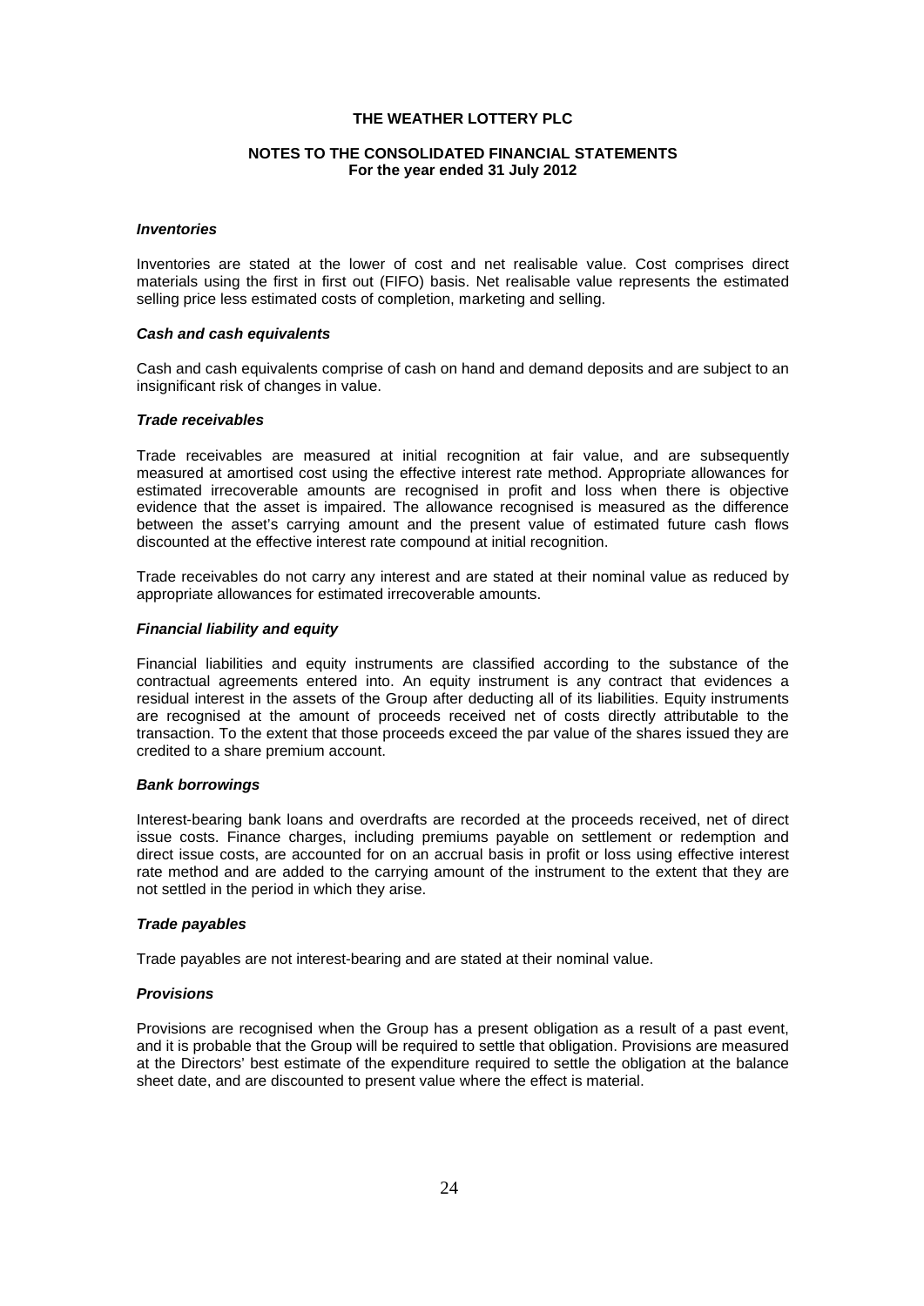### *Inventories*

Inventories are stated at the lower of cost and net realisable value. Cost comprises direct materials using the first in first out (FIFO) basis. Net realisable value represents the estimated selling price less estimated costs of completion, marketing and selling.

### *Cash and cash equivalents*

Cash and cash equivalents comprise of cash on hand and demand deposits and are subject to an insignificant risk of changes in value.

### *Trade receivables*

Trade receivables are measured at initial recognition at fair value, and are subsequently measured at amortised cost using the effective interest rate method. Appropriate allowances for estimated irrecoverable amounts are recognised in profit and loss when there is objective evidence that the asset is impaired. The allowance recognised is measured as the difference between the asset's carrying amount and the present value of estimated future cash flows discounted at the effective interest rate compound at initial recognition.

Trade receivables do not carry any interest and are stated at their nominal value as reduced by appropriate allowances for estimated irrecoverable amounts.

### *Financial liability and equity*

Financial liabilities and equity instruments are classified according to the substance of the contractual agreements entered into. An equity instrument is any contract that evidences a residual interest in the assets of the Group after deducting all of its liabilities. Equity instruments are recognised at the amount of proceeds received net of costs directly attributable to the transaction. To the extent that those proceeds exceed the par value of the shares issued they are credited to a share premium account.

### *Bank borrowings*

Interest-bearing bank loans and overdrafts are recorded at the proceeds received, net of direct issue costs. Finance charges, including premiums payable on settlement or redemption and direct issue costs, are accounted for on an accrual basis in profit or loss using effective interest rate method and are added to the carrying amount of the instrument to the extent that they are not settled in the period in which they arise.

### *Trade payables*

Trade payables are not interest-bearing and are stated at their nominal value.

### *Provisions*

Provisions are recognised when the Group has a present obligation as a result of a past event, and it is probable that the Group will be required to settle that obligation. Provisions are measured at the Directors' best estimate of the expenditure required to settle the obligation at the balance sheet date, and are discounted to present value where the effect is material.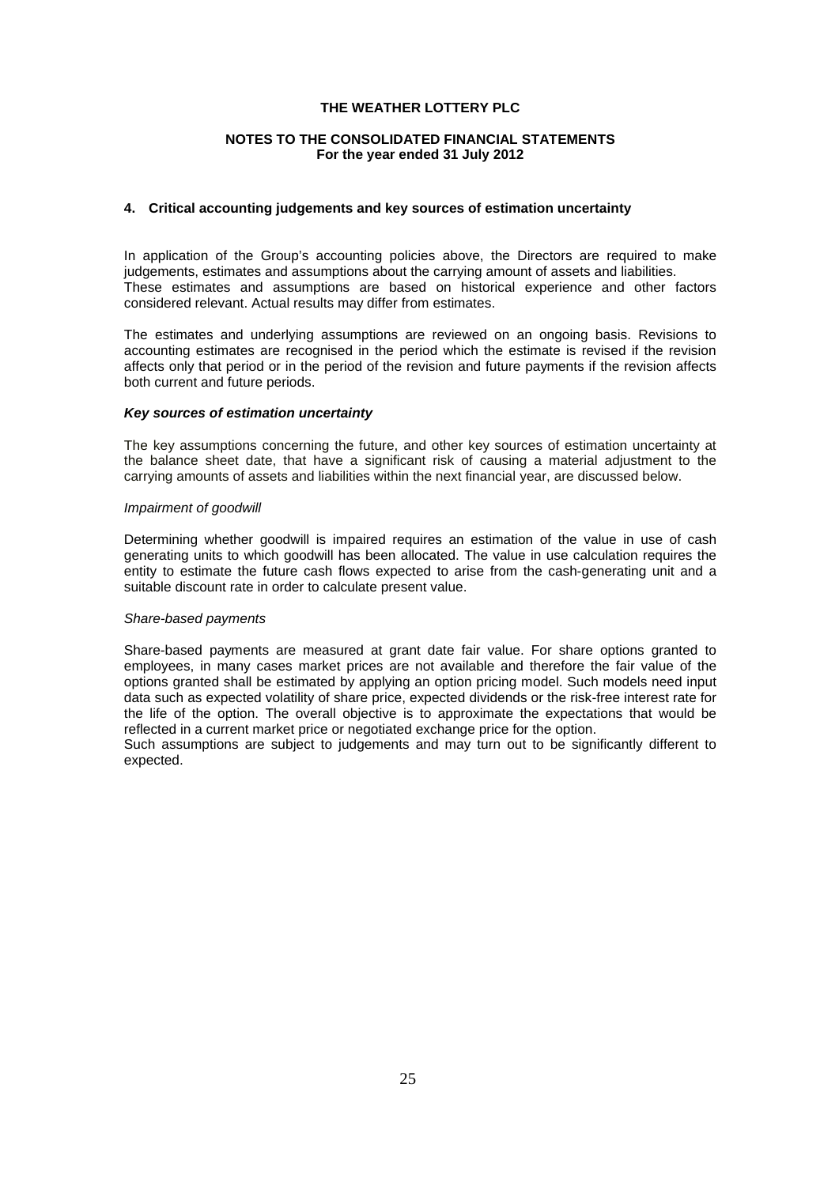## 4. Critical accounting judgements and key sources of estimation uncertainty

In application of the Group's accounting policies above, the Directors are required to make judgements, estimates and assumptions about the carrying amount of assets and liabilities. These estimates and assumptions are based on historical experience and other factors considered relevant. Actual results may differ from estimates.

The estimates and underlying assumptions are reviewed on an ongoing basis. Revisions to accounting estimates are recognised in the period which the estimate is revised if the revision affects only that period or in the period of the revision and future payments if the revision affects both current and future periods.

### ***Key sources of estimation uncertainty***

The key assumptions concerning the future, and other key sources of estimation uncertainty at the balance sheet date, that have a significant risk of causing a material adjustment to the carrying amounts of assets and liabilities within the next financial year, are discussed below.

*Impairment of goodwill*

Determining whether goodwill is impaired requires an estimation of the value in use of cash generating units to which goodwill has been allocated. The value in use calculation requires the entity to estimate the future cash flows expected to arise from the cash-generating unit and a suitable discount rate in order to calculate present value.

*Share-based payments*

Share-based payments are measured at grant date fair value. For share options granted to employees, in many cases market prices are not available and therefore the fair value of the options granted shall be estimated by applying an option pricing model. Such models need input data such as expected volatility of share price, expected dividends or the risk-free interest rate for the life of the option. The overall objective is to approximate the expectations that would be reflected in a current market price or negotiated exchange price for the option.
Such assumptions are subject to judgements and may turn out to be significantly different to expected.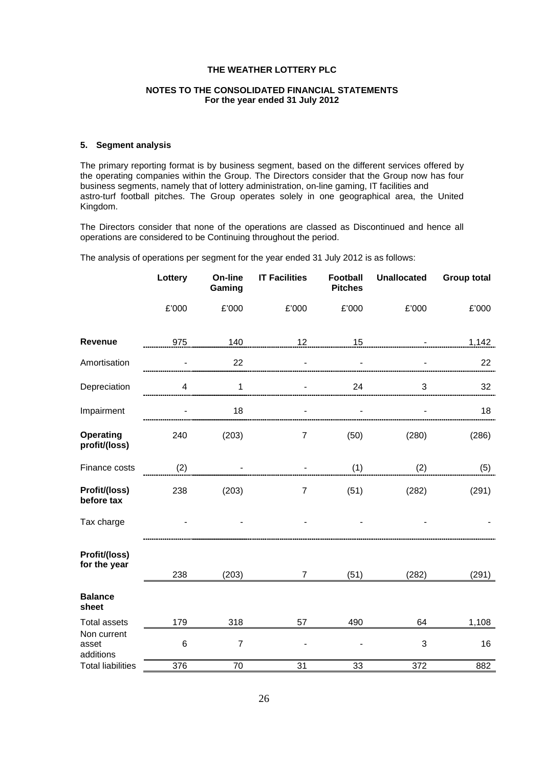**THE WEATHER LOTTERY PLC**

**NOTES TO THE CONSOLIDATED FINANCIAL STATEMENTS**
**For the year ended 31 July 2012**

## 5. Segment analysis

The primary reporting format is by business segment, based on the different services offered by the operating companies within the Group. The Directors consider that the Group now has four business segments, namely that of lottery administration, on-line gaming, IT facilities and astro-turf football pitches. The Group operates solely in one geographical area, the United Kingdom.

The Directors consider that none of the operations are classed as Discontinued and hence all operations are considered to be Continuing throughout the period.

The analysis of operations per segment for the year ended 31 July 2012 is as follows:

| | Lottery | On-line Gaming | IT Facilities | Football Pitches | Unallocated | Group total |
|---|---|---|---|---|---|---|
| | £'000 | £'000 | £'000 | £'000 | £'000 | £'000 |
| **Revenue** | 975 | 140 | 12 | 15 | - | 1,142 |
| Amortisation | - | 22 | - | - | - | 22 |
| Depreciation | 4 | 1 | - | 24 | 3 | 32 |
| Impairment | - | 18 | - | - | - | 18 |
| **Operating profit/(loss)** | 240 | (203) | 7 | (50) | (280) | (286) |
| Finance costs | (2) | - | - | (1) | (2) | (5) |
| **Profit/(loss) before tax** | 238 | (203) | 7 | (51) | (282) | (291) |
| Tax charge | - | - | - | - | - | - |
| **Profit/(loss) for the year** | 238 | (203) | 7 | (51) | (282) | (291) |
| **Balance sheet** | | | | | | |
| Total assets | 179 | 318 | 57 | 490 | 64 | 1,108 |
| Non current asset additions | 6 | 7 | - | - | 3 | 16 |
| Total liabilities | 376 | 70 | 31 | 33 | 372 | 882 |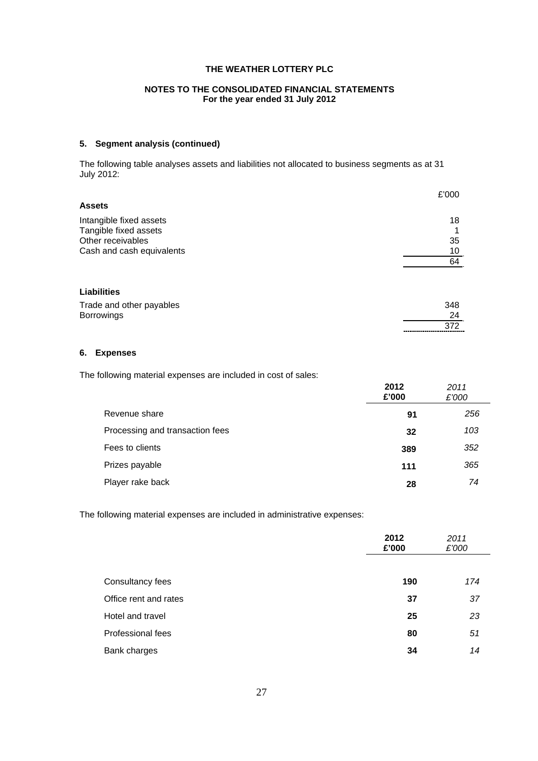## 5. Segment analysis (continued)

The following table analyses assets and liabilities not allocated to business segments as at 31 July 2012:

| | £'000 |
|---|---|
| **Assets** | |
| Intangible fixed assets | 18 |
| Tangible fixed assets | 1 |
| Other receivables | 35 |
| Cash and cash equivalents | 10 |
| | 64 |
| **Liabilities** | |
| Trade and other payables | 348 |
| Borrowings | 24 |
| | 372 |

## 6. Expenses

The following material expenses are included in cost of sales:

| | **2012 £'000** | *2011 £'000* |
|---|---|---|
| Revenue share | **91** | *256* |
| Processing and transaction fees | **32** | *103* |
| Fees to clients | **389** | *352* |
| Prizes payable | **111** | *365* |
| Player rake back | **28** | *74* |

The following material expenses are included in administrative expenses:

| | **2012 £'000** | *2011 £'000* |
|---|---|---|
| Consultancy fees | **190** | *174* |
| Office rent and rates | **37** | *37* |
| Hotel and travel | **25** | *23* |
| Professional fees | **80** | *51* |
| Bank charges | **34** | *14* |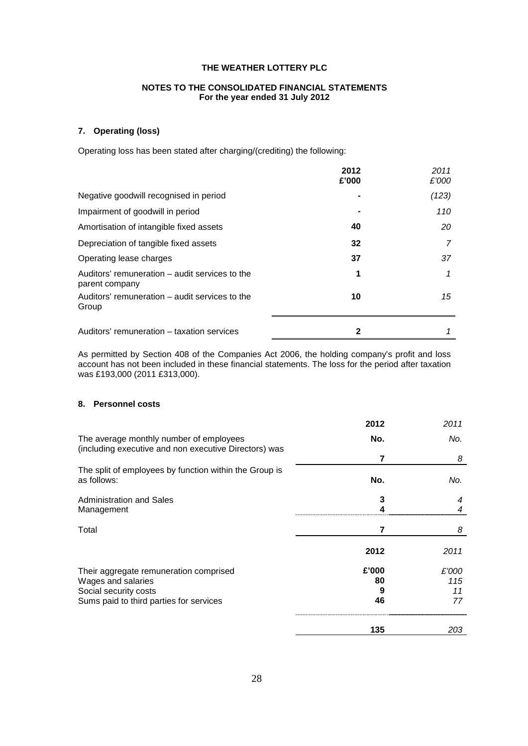# THE WEATHER LOTTERY PLC

## NOTES TO THE CONSOLIDATED FINANCIAL STATEMENTS
**For the year ended 31 July 2012**

### 7. Operating (loss)

Operating loss has been stated after charging/(crediting) the following:

| | **2012** **£'000** | *2011* *£'000* |
|---|---|---|
| Negative goodwill recognised in period | **-** | *(123)* |
| Impairment of goodwill in period | **-** | *110* |
| Amortisation of intangible fixed assets | **40** | *20* |
| Depreciation of tangible fixed assets | **32** | *7* |
| Operating lease charges | **37** | *37* |
| Auditors' remuneration – audit services to the parent company | **1** | *1* |
| Auditors' remuneration – audit services to the Group | **10** | *15* |
| Auditors' remuneration – taxation services | **2** | *1* |

As permitted by Section 408 of the Companies Act 2006, the holding company's profit and loss account has not been included in these financial statements. The loss for the period after taxation was £193,000 (2011 £313,000).

### 8. Personnel costs

| | **2012** | *2011* |
|---|---|---|
| The average monthly number of employees (including executive and non executive Directors) was | **No.** | *No.* |
| | **7** | *8* |
| The split of employees by function within the Group is as follows: | **No.** | *No.* |
| Administration and Sales | **3** | *4* |
| Management | **4** | *4* |
| Total | **7** | *8* |

| | **2012** | *2011* |
|---|---|---|
| Their aggregate remuneration comprised | **£'000** | *£'000* |
| Wages and salaries | **80** | *115* |
| Social security costs | **9** | *11* |
| Sums paid to third parties for services | **46** | *77* |
| | **135** | *203* |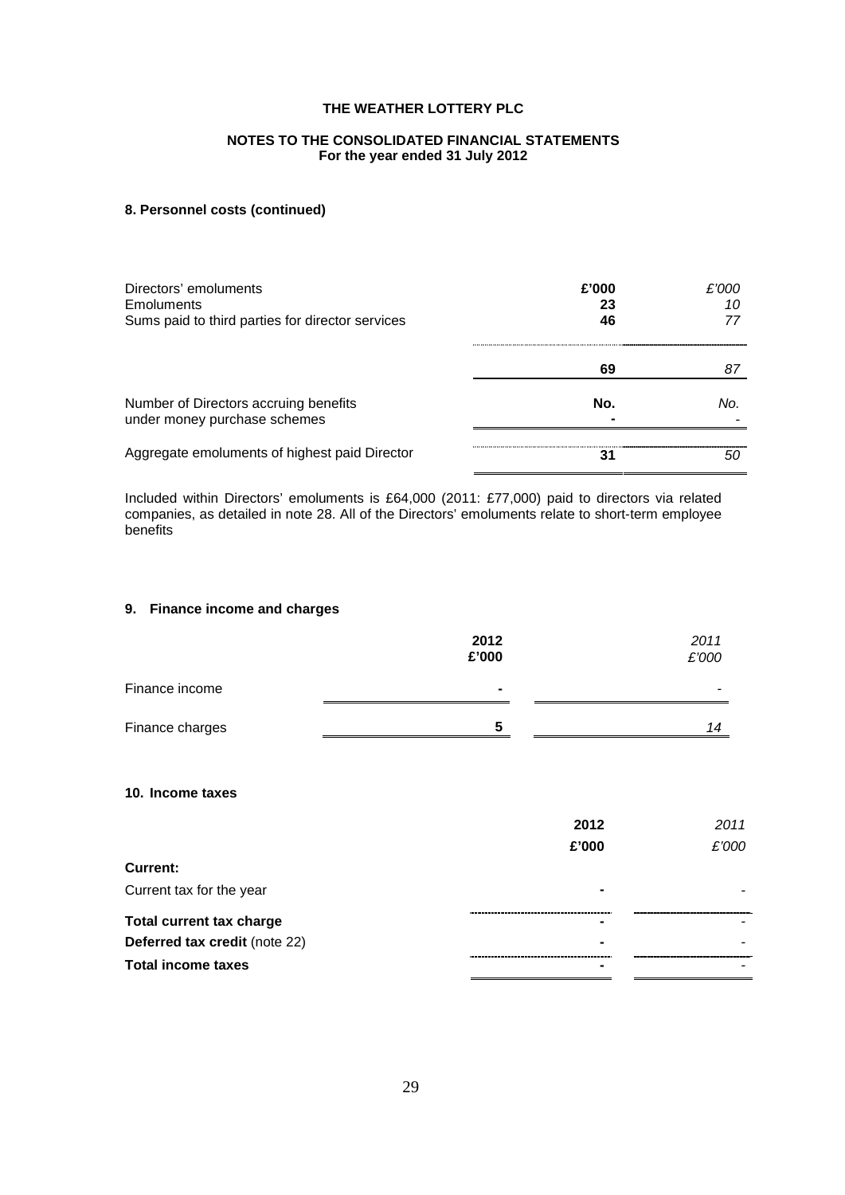THE WEATHER LOTTERY PLC

NOTES TO THE CONSOLIDATED FINANCIAL STATEMENTS
For the year ended 31 July 2012

### 8. Personnel costs (continued)

| Directors' emoluments | £'000 | *£'000* |
|---|---|---|
| Emoluments | **23** | *10* |
| Sums paid to third parties for director services | **46** | *77* |
| | **69** | *87* |
| Number of Directors accruing benefits under money purchase schemes | **No.** | *No.* |
| | **-** | *-* |
| Aggregate emoluments of highest paid Director | **31** | *50* |

Included within Directors' emoluments is £64,000 (2011: £77,000) paid to directors via related companies, as detailed in note 28. All of the Directors' emoluments relate to short-term employee benefits

### 9. Finance income and charges

| | 2012 £'000 | *2011 £'000* |
|---|---|---|
| Finance income | **-** | *-* |
| Finance charges | **5** | *14* |

### 10. Income taxes

| | 2012 £'000 | *2011 £'000* |
|---|---|---|
| **Current:** | | |
| Current tax for the year | **-** | *-* |
| **Total current tax charge** | **-** | *-* |
| **Deferred tax credit** (note 22) | **-** | *-* |
| **Total income taxes** | **-** | *-* |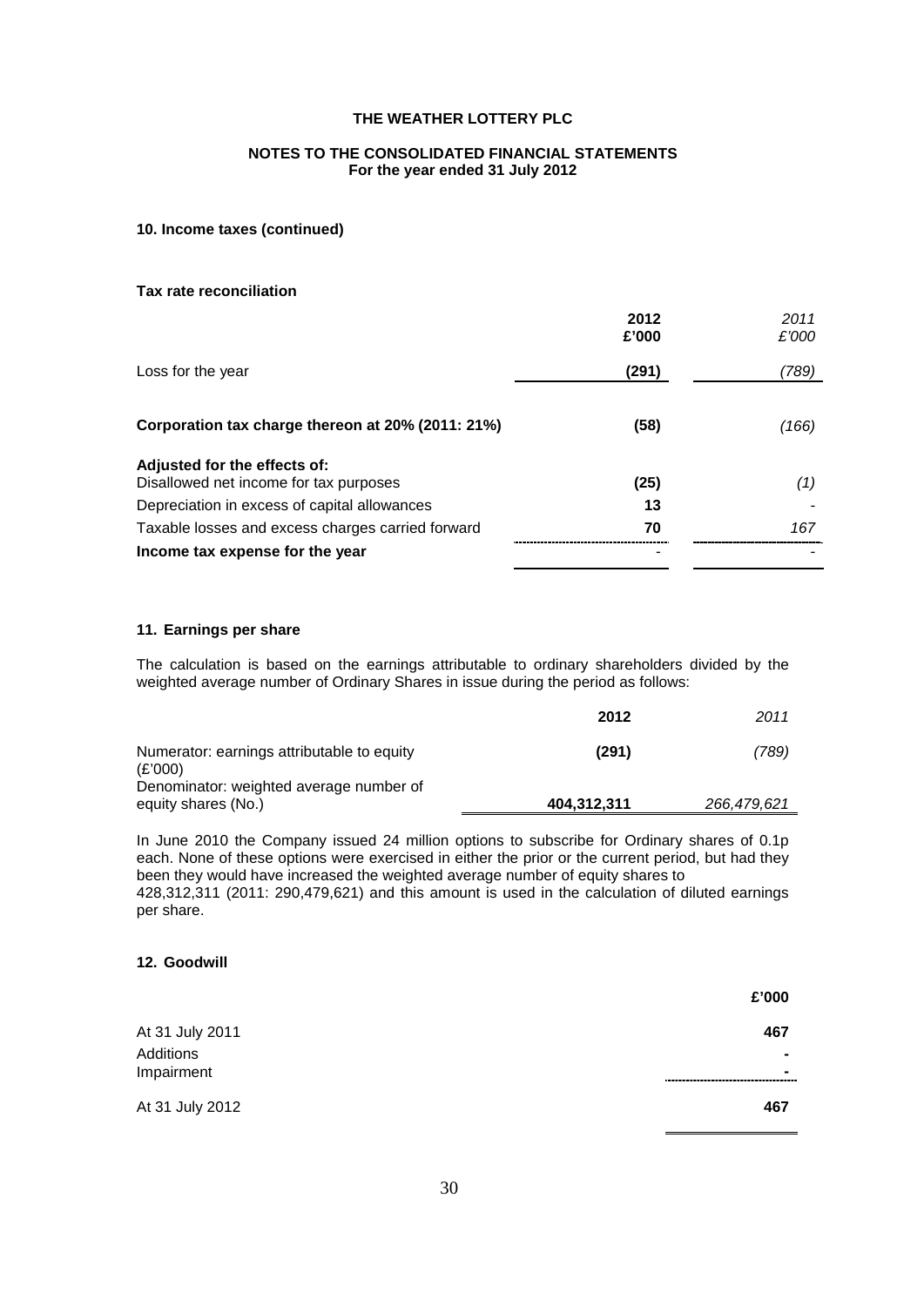# THE WEATHER LOTTERY PLC

## NOTES TO THE CONSOLIDATED FINANCIAL STATEMENTS
**For the year ended 31 July 2012**

### 10. Income taxes (continued)

**Tax rate reconciliation**

| | **2012 £'000** | *2011 £'000* |
|---|---|---|
| Loss for the year | **(291)** | *(789)* |
| **Corporation tax charge thereon at 20% (2011: 21%)** | **(58)** | *(166)* |
| **Adjusted for the effects of:** | | |
| Disallowed net income for tax purposes | **(25)** | *(1)* |
| Depreciation in excess of capital allowances | **13** | - |
| Taxable losses and excess charges carried forward | **70** | *167* |
| **Income tax expense for the year** | - | - |

### 11. Earnings per share

The calculation is based on the earnings attributable to ordinary shareholders divided by the weighted average number of Ordinary Shares in issue during the period as follows:

| | **2012** | *2011* |
|---|---|---|
| Numerator: earnings attributable to equity (£'000) | **(291)** | *(789)* |
| Denominator: weighted average number of equity shares (No.) | **404,312,311** | *266,479,621* |

In June 2010 the Company issued 24 million options to subscribe for Ordinary shares of 0.1p each. None of these options were exercised in either the prior or the current period, but had they been they would have increased the weighted average number of equity shares to 428,312,311 (2011: 290,479,621) and this amount is used in the calculation of diluted earnings per share.

### 12. Goodwill

| | **£'000** |
|---|---|
| At 31 July 2011 | **467** |
| Additions | **-** |
| Impairment | **-** |
| At 31 July 2012 | **467** |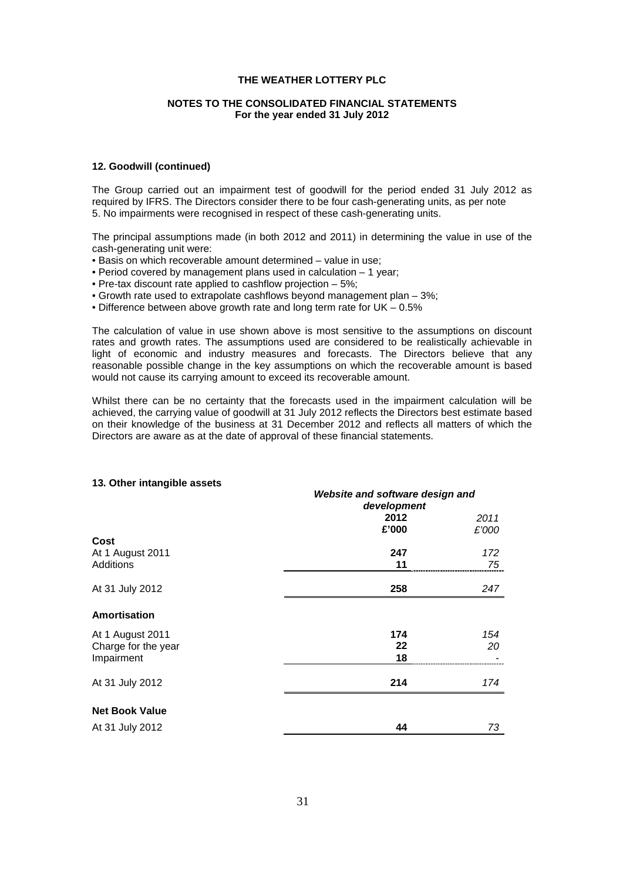**THE WEATHER LOTTERY PLC**

**NOTES TO THE CONSOLIDATED FINANCIAL STATEMENTS**
**For the year ended 31 July 2012**

### 12. Goodwill (continued)

The Group carried out an impairment test of goodwill for the period ended 31 July 2012 as required by IFRS. The Directors consider there to be four cash-generating units, as per note 5. No impairments were recognised in respect of these cash-generating units.

The principal assumptions made (in both 2012 and 2011) in determining the value in use of the cash-generating unit were:

- Basis on which recoverable amount determined – value in use;
- Period covered by management plans used in calculation – 1 year;
- Pre-tax discount rate applied to cashflow projection – 5%;
- Growth rate used to extrapolate cashflows beyond management plan – 3%;
- Difference between above growth rate and long term rate for UK – 0.5%

The calculation of value in use shown above is most sensitive to the assumptions on discount rates and growth rates. The assumptions used are considered to be realistically achievable in light of economic and industry measures and forecasts. The Directors believe that any reasonable possible change in the key assumptions on which the recoverable amount is based would not cause its carrying amount to exceed its recoverable amount.

Whilst there can be no certainty that the forecasts used in the impairment calculation will be achieved, the carrying value of goodwill at 31 July 2012 reflects the Directors best estimate based on their knowledge of the business at 31 December 2012 and reflects all matters of which the Directors are aware as at the date of approval of these financial statements.

### 13. Other intangible assets

| | *Website and software design and development* | |
|---|---|---|
| | **2012** | *2011* |
| | **£'000** | *£'000* |
| **Cost** | | |
| At 1 August 2011 | **247** | *172* |
| Additions | **11** | *75* |
| At 31 July 2012 | **258** | *247* |
| **Amortisation** | | |
| At 1 August 2011 | **174** | *154* |
| Charge for the year | **22** | *20* |
| Impairment | **18** | *-* |
| At 31 July 2012 | **214** | *174* |
| **Net Book Value** | | |
| At 31 July 2012 | **44** | *73* |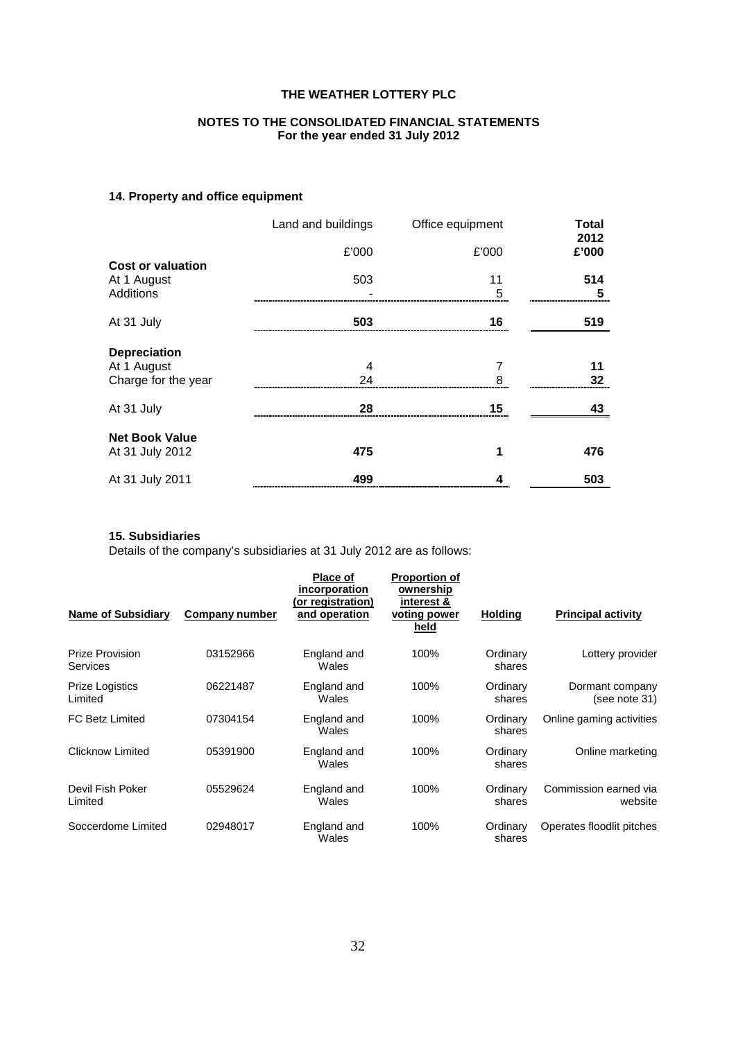## THE WEATHER LOTTERY PLC

### NOTES TO THE CONSOLIDATED FINANCIAL STATEMENTS
**For the year ended 31 July 2012**

### 14. Property and office equipment

| | Land and buildings | Office equipment | **Total 2012** |
|---|---|---|---|
| | £'000 | £'000 | **£'000** |
| **Cost or valuation** | | | |
| At 1 August | 503 | 11 | **514** |
| Additions | - | 5 | **5** |
| At 31 July | **503** | **16** | **519** |
| **Depreciation** | | | |
| At 1 August | 4 | 7 | **11** |
| Charge for the year | 24 | 8 | **32** |
| At 31 July | **28** | **15** | **43** |
| **Net Book Value** | | | |
| At 31 July 2012 | **475** | **1** | **476** |
| At 31 July 2011 | **499** | **4** | **503** |

### 15. Subsidiaries

Details of the company's subsidiaries at 31 July 2012 are as follows:

| Name of Subsidiary | Company number | Place of incorporation (or registration) and operation | Proportion of ownership interest & voting power held | Holding | Principal activity |
|---|---|---|---|---|---|
| Prize Provision Services | 03152966 | England and Wales | 100% | Ordinary shares | Lottery provider |
| Prize Logistics Limited | 06221487 | England and Wales | 100% | Ordinary shares | Dormant company (see note 31) |
| FC Betz Limited | 07304154 | England and Wales | 100% | Ordinary shares | Online gaming activities |
| Clicknow Limited | 05391900 | England and Wales | 100% | Ordinary shares | Online marketing |
| Devil Fish Poker Limited | 05529624 | England and Wales | 100% | Ordinary shares | Commission earned via website |
| Soccerdome Limited | 02948017 | England and Wales | 100% | Ordinary shares | Operates floodlit pitches |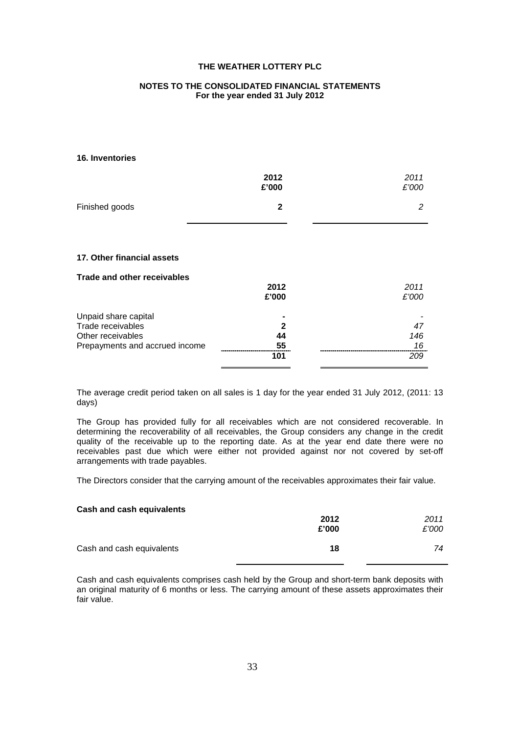**THE WEATHER LOTTERY PLC**

**NOTES TO THE CONSOLIDATED FINANCIAL STATEMENTS**
**For the year ended 31 July 2012**

### 16. Inventories

| | 2012 £'000 | *2011 £'000* |
|---|---|---|
| Finished goods | **2** | *2* |

### 17. Other financial assets

**Trade and other receivables**

| | 2012 £'000 | *2011 £'000* |
|---|---|---|
| Unpaid share capital | **-** | *-* |
| Trade receivables | **2** | *47* |
| Other receivables | **44** | *146* |
| Prepayments and accrued income | **55** | *16* |
| | **101** | *209* |

The average credit period taken on all sales is 1 day for the year ended 31 July 2012, (2011: 13 days)

The Group has provided fully for all receivables which are not considered recoverable. In determining the recoverability of all receivables, the Group considers any change in the credit quality of the receivable up to the reporting date. As at the year end date there were no receivables past due which were either not provided against nor not covered by set-off arrangements with trade payables.

The Directors consider that the carrying amount of the receivables approximates their fair value.

**Cash and cash equivalents**

| | 2012 £'000 | *2011 £'000* |
|---|---|---|
| Cash and cash equivalents | **18** | *74* |

Cash and cash equivalents comprises cash held by the Group and short-term bank deposits with an original maturity of 6 months or less. The carrying amount of these assets approximates their fair value.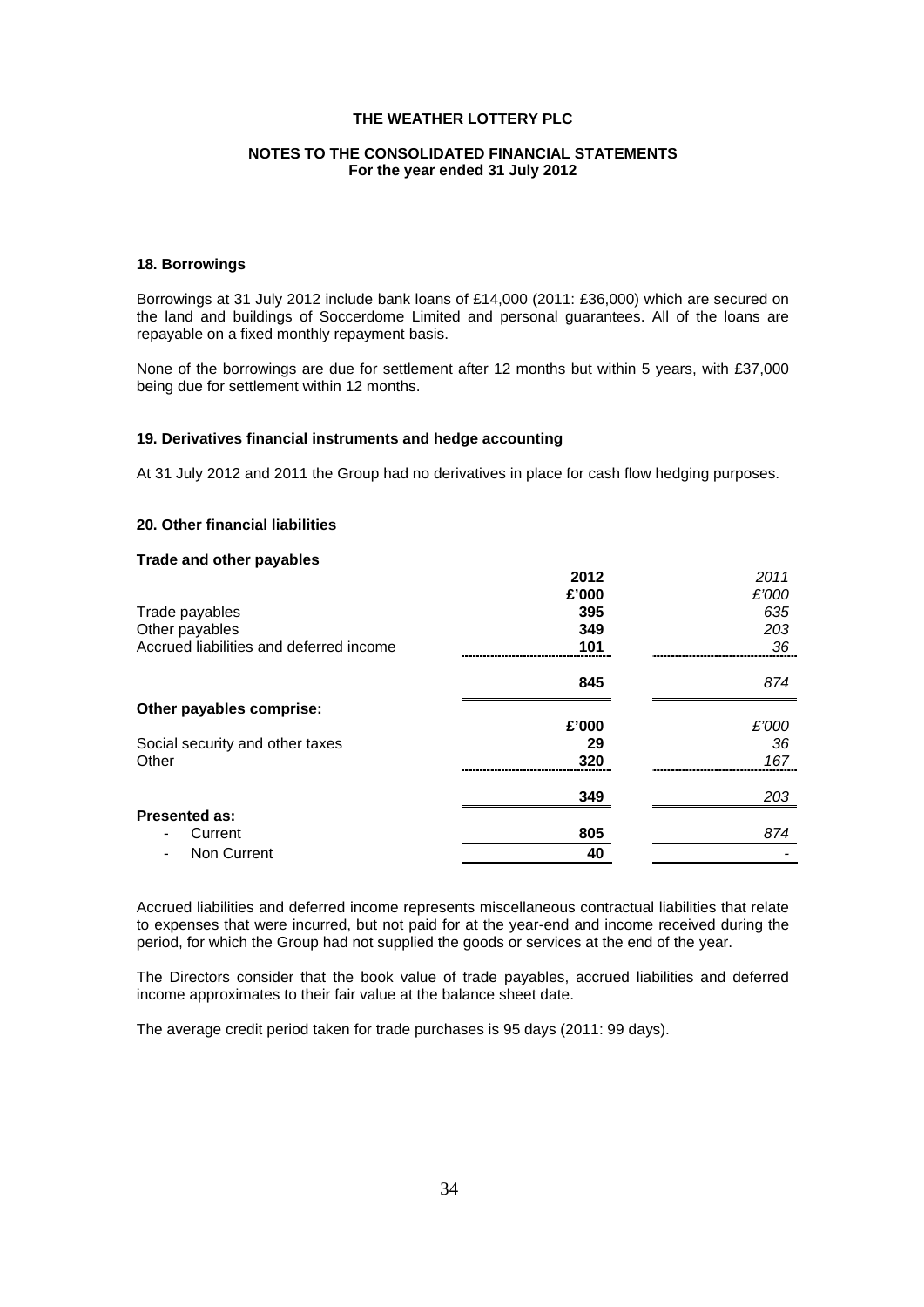**THE WEATHER LOTTERY PLC**

**NOTES TO THE CONSOLIDATED FINANCIAL STATEMENTS**
**For the year ended 31 July 2012**

### 18. Borrowings

Borrowings at 31 July 2012 include bank loans of £14,000 (2011: £36,000) which are secured on the land and buildings of Soccerdome Limited and personal guarantees. All of the loans are repayable on a fixed monthly repayment basis.

None of the borrowings are due for settlement after 12 months but within 5 years, with £37,000 being due for settlement within 12 months.

### 19. Derivatives financial instruments and hedge accounting

At 31 July 2012 and 2011 the Group had no derivatives in place for cash flow hedging purposes.

### 20. Other financial liabilities

**Trade and other payables**

| | 2012 | *2011* |
|---|---|---|
| | £'000 | *£'000* |
| Trade payables | 395 | *635* |
| Other payables | 349 | *203* |
| Accrued liabilities and deferred income | 101 | *36* |
| | **845** | *874* |
| **Other payables comprise:** | | |
| | £'000 | *£'000* |
| Social security and other taxes | 29 | *36* |
| Other | 320 | *167* |
| | **349** | *203* |
| **Presented as:** | | |
| - Current | 805 | *874* |
| - Non Current | 40 | *-* |

Accrued liabilities and deferred income represents miscellaneous contractual liabilities that relate to expenses that were incurred, but not paid for at the year-end and income received during the period, for which the Group had not supplied the goods or services at the end of the year.

The Directors consider that the book value of trade payables, accrued liabilities and deferred income approximates to their fair value at the balance sheet date.

The average credit period taken for trade purchases is 95 days (2011: 99 days).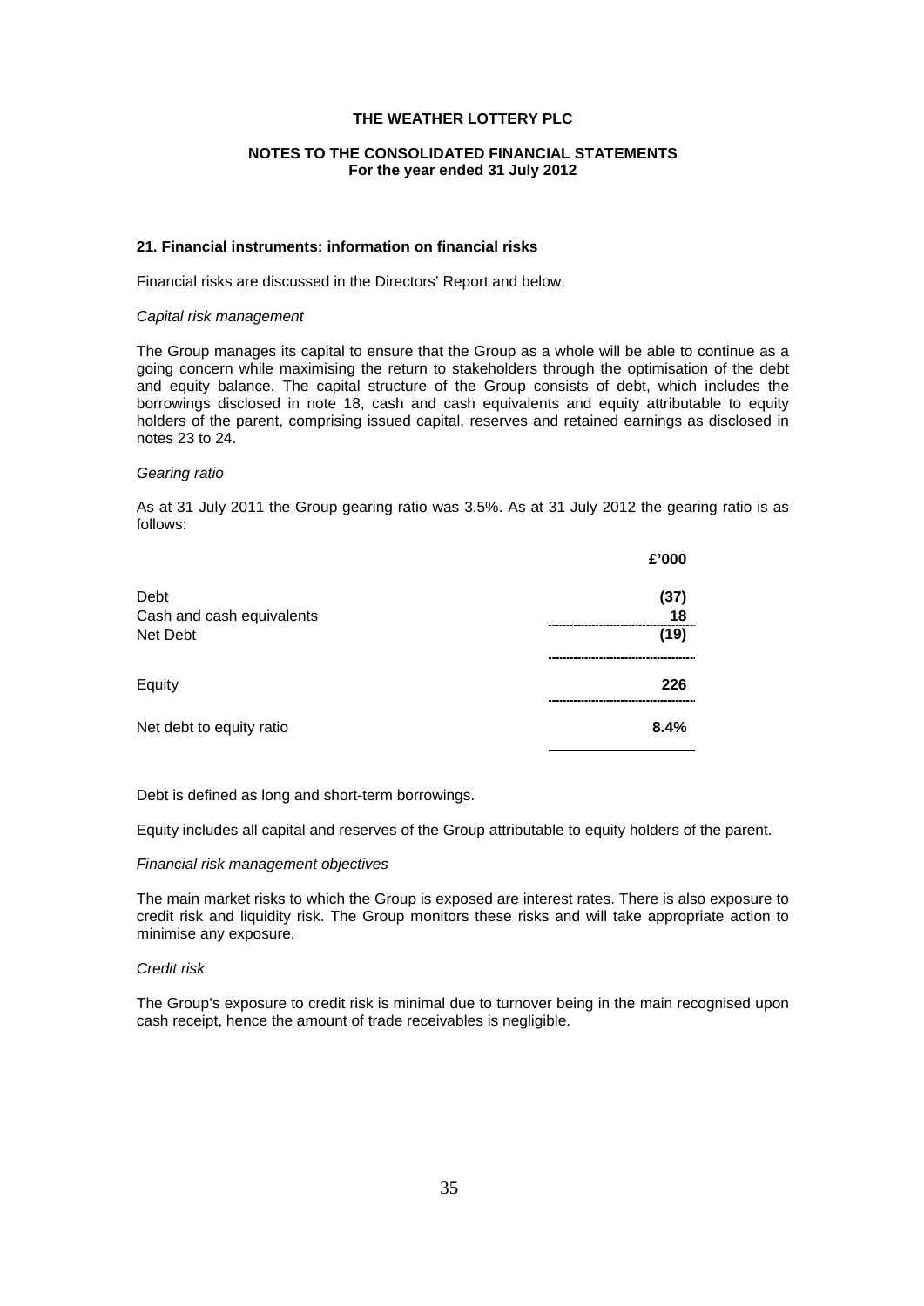**THE WEATHER LOTTERY PLC**

**NOTES TO THE CONSOLIDATED FINANCIAL STATEMENTS**
**For the year ended 31 July 2012**

### 21. Financial instruments: information on financial risks

Financial risks are discussed in the Directors' Report and below.

*Capital risk management*

The Group manages its capital to ensure that the Group as a whole will be able to continue as a going concern while maximising the return to stakeholders through the optimisation of the debt and equity balance. The capital structure of the Group consists of debt, which includes the borrowings disclosed in note 18, cash and cash equivalents and equity attributable to equity holders of the parent, comprising issued capital, reserves and retained earnings as disclosed in notes 23 to 24.

*Gearing ratio*

As at 31 July 2011 the Group gearing ratio was 3.5%. As at 31 July 2012 the gearing ratio is as follows:

| | £'000 |
|---|---|
| Debt | (37) |
| Cash and cash equivalents | 18 |
| Net Debt | (19) |
| Equity | 226 |
| Net debt to equity ratio | 8.4% |

Debt is defined as long and short-term borrowings.

Equity includes all capital and reserves of the Group attributable to equity holders of the parent.

*Financial risk management objectives*

The main market risks to which the Group is exposed are interest rates. There is also exposure to credit risk and liquidity risk. The Group monitors these risks and will take appropriate action to minimise any exposure.

*Credit risk*

The Group's exposure to credit risk is minimal due to turnover being in the main recognised upon cash receipt, hence the amount of trade receivables is negligible.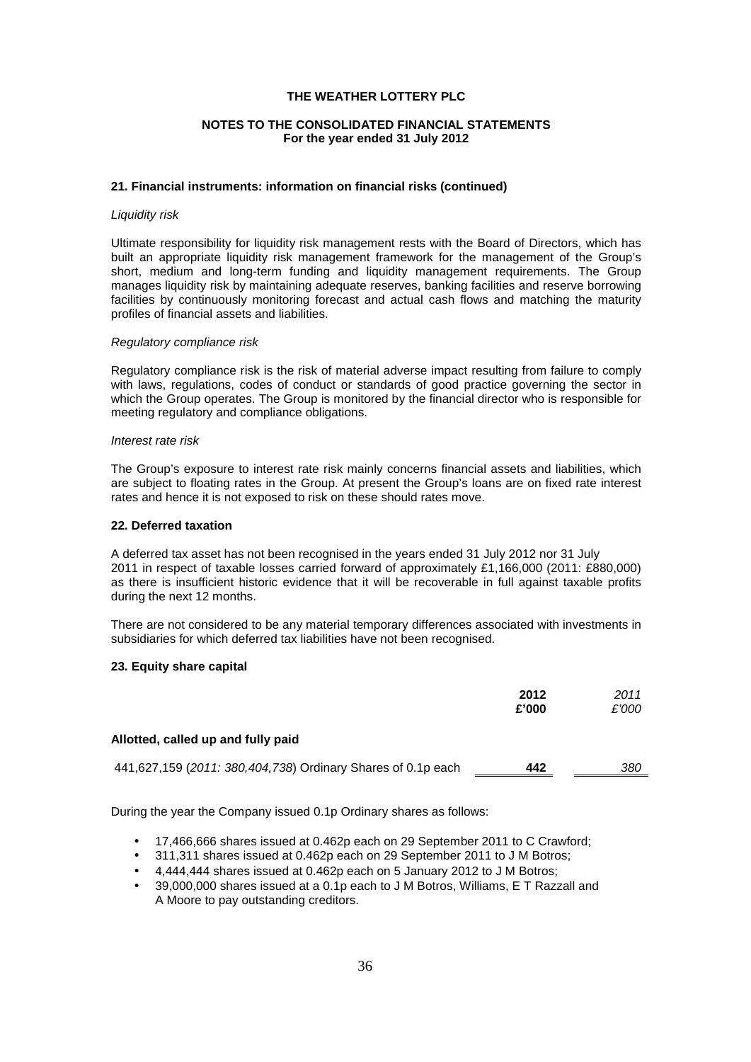**THE WEATHER LOTTERY PLC**

**NOTES TO THE CONSOLIDATED FINANCIAL STATEMENTS**
**For the year ended 31 July 2012**

**21. Financial instruments: information on financial risks (continued)**

*Liquidity risk*

Ultimate responsibility for liquidity risk management rests with the Board of Directors, which has built an appropriate liquidity risk management framework for the management of the Group's short, medium and long-term funding and liquidity management requirements. The Group manages liquidity risk by maintaining adequate reserves, banking facilities and reserve borrowing facilities by continuously monitoring forecast and actual cash flows and matching the maturity profiles of financial assets and liabilities.

*Regulatory compliance risk*

Regulatory compliance risk is the risk of material adverse impact resulting from failure to comply with laws, regulations, codes of conduct or standards of good practice governing the sector in which the Group operates. The Group is monitored by the financial director who is responsible for meeting regulatory and compliance obligations.

*Interest rate risk*

The Group's exposure to interest rate risk mainly concerns financial assets and liabilities, which are subject to floating rates in the Group. At present the Group's loans are on fixed rate interest rates and hence it is not exposed to risk on these should rates move.

**22. Deferred taxation**

A deferred tax asset has not been recognised in the years ended 31 July 2012 nor 31 July 2011 in respect of taxable losses carried forward of approximately £1,166,000 (2011: £880,000) as there is insufficient historic evidence that it will be recoverable in full against taxable profits during the next 12 months.

There are not considered to be any material temporary differences associated with investments in subsidiaries for which deferred tax liabilities have not been recognised.

**23. Equity share capital**

| | **2012** **£'000** | *2011* *£'000* |
|---|---|---|
| **Allotted, called up and fully paid** | | |
| 441,627,159 (*2011: 380,404,738*) Ordinary Shares of 0.1p each | **442** | *380* |

During the year the Company issued 0.1p Ordinary shares as follows:

- 17,466,666 shares issued at 0.462p each on 29 September 2011 to C Crawford;
- 311,311 shares issued at 0.462p each on 29 September 2011 to J M Botros;
- 4,444,444 shares issued at 0.462p each on 5 January 2012 to J M Botros;
- 39,000,000 shares issued at a 0.1p each to J M Botros, Williams, E T Razzall and A Moore to pay outstanding creditors.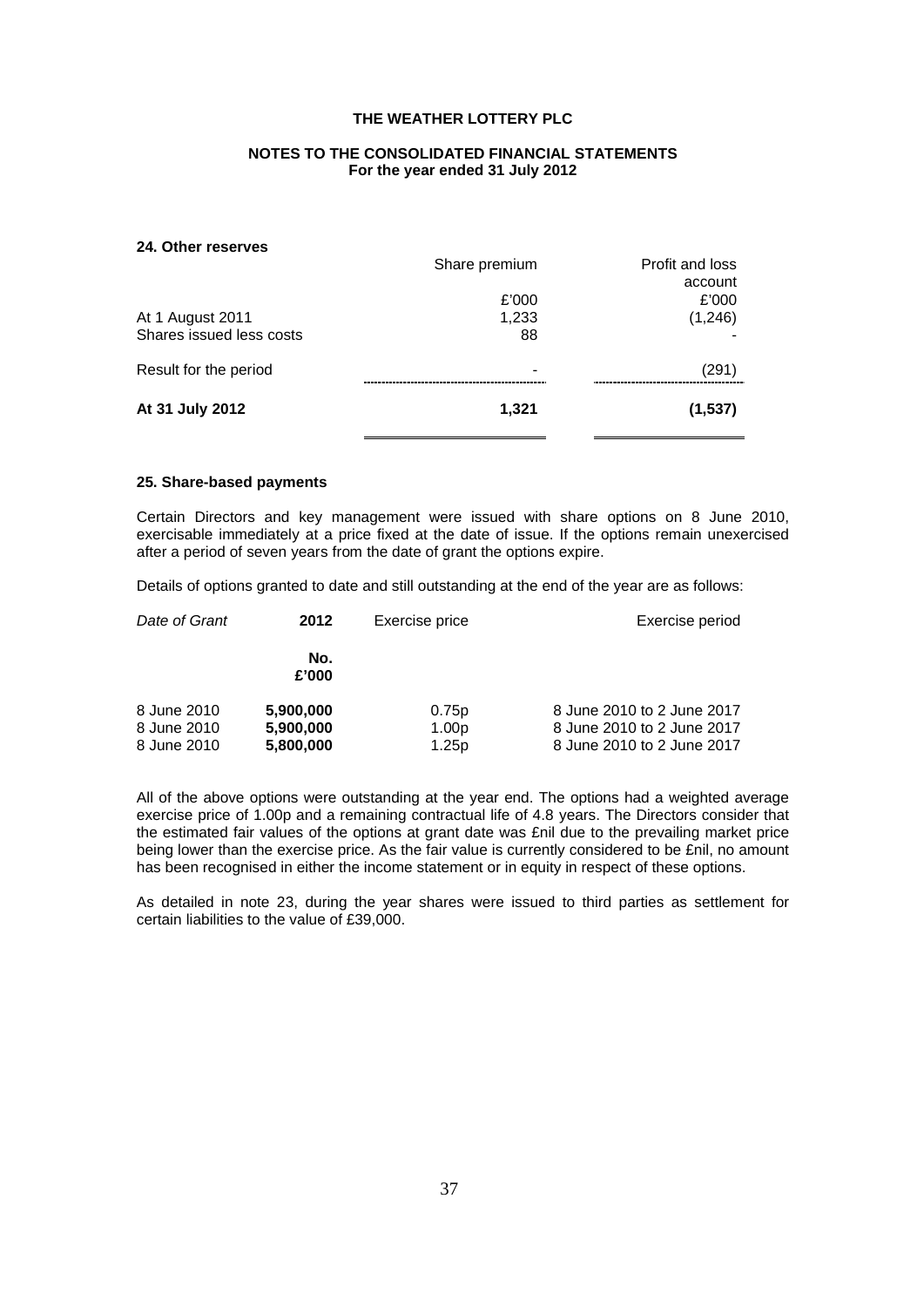**THE WEATHER LOTTERY PLC**

**NOTES TO THE CONSOLIDATED FINANCIAL STATEMENTS**
**For the year ended 31 July 2012**

### 24. Other reserves

| | Share premium | Profit and loss account |
|---|---|---|
| | £'000 | £'000 |
| At 1 August 2011 | 1,233 | (1,246) |
| Shares issued less costs | 88 | - |
| Result for the period | - | (291) |
| **At 31 July 2012** | **1,321** | **(1,537)** |

### 25. Share-based payments

Certain Directors and key management were issued with share options on 8 June 2010, exercisable immediately at a price fixed at the date of issue. If the options remain unexercised after a period of seven years from the date of grant the options expire.

Details of options granted to date and still outstanding at the end of the year are as follows:

| *Date of Grant* | **2012** | Exercise price | Exercise period |
|---|---|---|---|
| | **No. £'000** | | |
| 8 June 2010 | **5,900,000** | 0.75p | 8 June 2010 to 2 June 2017 |
| 8 June 2010 | **5,900,000** | 1.00p | 8 June 2010 to 2 June 2017 |
| 8 June 2010 | **5,800,000** | 1.25p | 8 June 2010 to 2 June 2017 |

All of the above options were outstanding at the year end. The options had a weighted average exercise price of 1.00p and a remaining contractual life of 4.8 years. The Directors consider that the estimated fair values of the options at grant date was £nil due to the prevailing market price being lower than the exercise price. As the fair value is currently considered to be £nil, no amount has been recognised in either the income statement or in equity in respect of these options.

As detailed in note 23, during the year shares were issued to third parties as settlement for certain liabilities to the value of £39,000.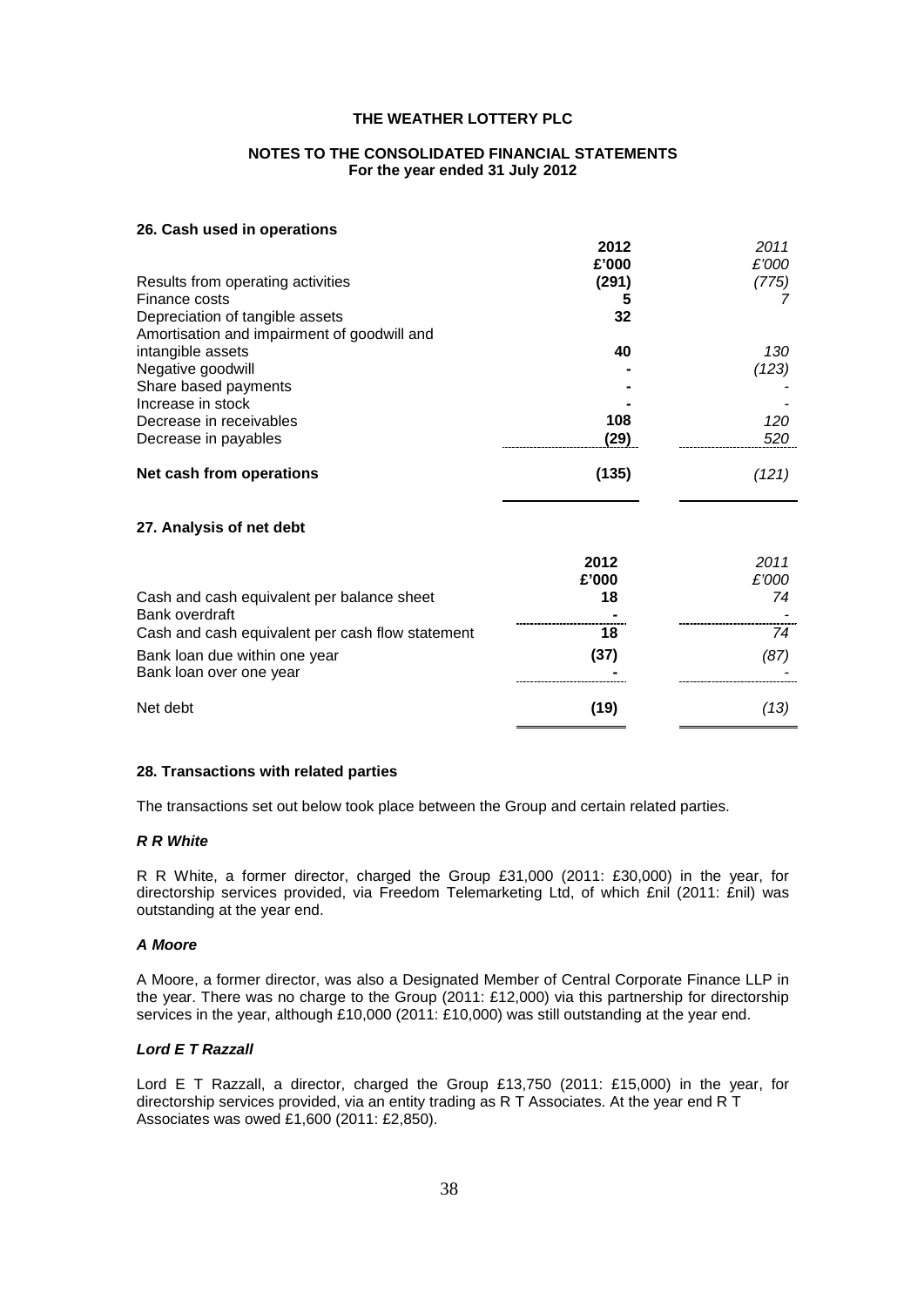**THE WEATHER LOTTERY PLC**

**NOTES TO THE CONSOLIDATED FINANCIAL STATEMENTS**
**For the year ended 31 July 2012**

## 26. Cash used in operations

| | 2012 £'000 | 2011 £'000 |
|---|---|---|
| Results from operating activities | (291) | (775) |
| Finance costs | 5 | 7 |
| Depreciation of tangible assets | 32 | |
| Amortisation and impairment of goodwill and intangible assets | 40 | 130 |
| Negative goodwill | - | (123) |
| Share based payments | - | - |
| Increase in stock | - | - |
| Decrease in receivables | 108 | 120 |
| Decrease in payables | (29) | 520 |
| **Net cash from operations** | **(135)** | *(121)* |

## 27. Analysis of net debt

| | 2012 £'000 | 2011 £'000 |
|---|---|---|
| Cash and cash equivalent per balance sheet | 18 | 74 |
| Bank overdraft | - | - |
| Cash and cash equivalent per cash flow statement | 18 | 74 |
| Bank loan due within one year | (37) | (87) |
| Bank loan over one year | - | - |
| Net debt | (19) | (13) |

## 28. Transactions with related parties

The transactions set out below took place between the Group and certain related parties.

***R R White***

R R White, a former director, charged the Group £31,000 (2011: £30,000) in the year, for directorship services provided, via Freedom Telemarketing Ltd, of which £nil (2011: £nil) was outstanding at the year end.

***A Moore***

A Moore, a former director, was also a Designated Member of Central Corporate Finance LLP in the year. There was no charge to the Group (2011: £12,000) via this partnership for directorship services in the year, although £10,000 (2011: £10,000) was still outstanding at the year end.

***Lord E T Razzall***

Lord E T Razzall, a director, charged the Group £13,750 (2011: £15,000) in the year, for directorship services provided, via an entity trading as R T Associates. At the year end R T Associates was owed £1,600 (2011: £2,850).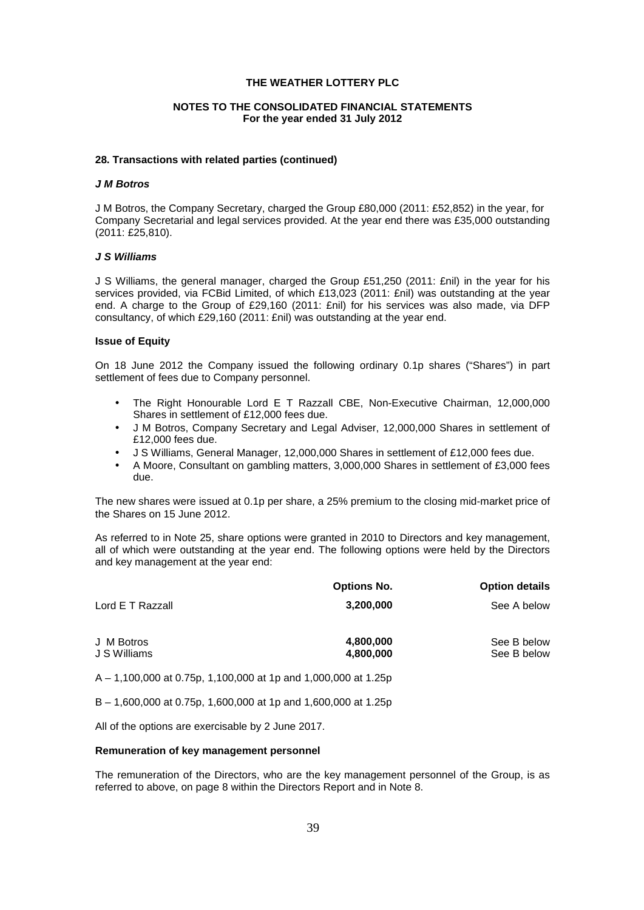**THE WEATHER LOTTERY PLC**

**NOTES TO THE CONSOLIDATED FINANCIAL STATEMENTS**
**For the year ended 31 July 2012**

**28. Transactions with related parties (continued)**

***J M Botros***

J M Botros, the Company Secretary, charged the Group £80,000 (2011: £52,852) in the year, for Company Secretarial and legal services provided. At the year end there was £35,000 outstanding (2011: £25,810).

***J S Williams***

J S Williams, the general manager, charged the Group £51,250 (2011: £nil) in the year for his services provided, via FCBid Limited, of which £13,023 (2011: £nil) was outstanding at the year end. A charge to the Group of £29,160 (2011: £nil) for his services was also made, via DFP consultancy, of which £29,160 (2011: £nil) was outstanding at the year end.

**Issue of Equity**

On 18 June 2012 the Company issued the following ordinary 0.1p shares ("Shares") in part settlement of fees due to Company personnel.

- The Right Honourable Lord E T Razzall CBE, Non-Executive Chairman, 12,000,000 Shares in settlement of £12,000 fees due.
- J M Botros, Company Secretary and Legal Adviser, 12,000,000 Shares in settlement of £12,000 fees due.
- J S Williams, General Manager, 12,000,000 Shares in settlement of £12,000 fees due.
- A Moore, Consultant on gambling matters, 3,000,000 Shares in settlement of £3,000 fees due.

The new shares were issued at 0.1p per share, a 25% premium to the closing mid-market price of the Shares on 15 June 2012.

As referred to in Note 25, share options were granted in 2010 to Directors and key management, all of which were outstanding at the year end. The following options were held by the Directors and key management at the year end:

| | **Options No.** | **Option details** |
|---|---|---|
| Lord E T Razzall | **3,200,000** | See A below |
| J M Botros | **4,800,000** | See B below |
| J S Williams | **4,800,000** | See B below |

A – 1,100,000 at 0.75p, 1,100,000 at 1p and 1,000,000 at 1.25p

B – 1,600,000 at 0.75p, 1,600,000 at 1p and 1,600,000 at 1.25p

All of the options are exercisable by 2 June 2017.

**Remuneration of key management personnel**

The remuneration of the Directors, who are the key management personnel of the Group, is as referred to above, on page 8 within the Directors Report and in Note 8.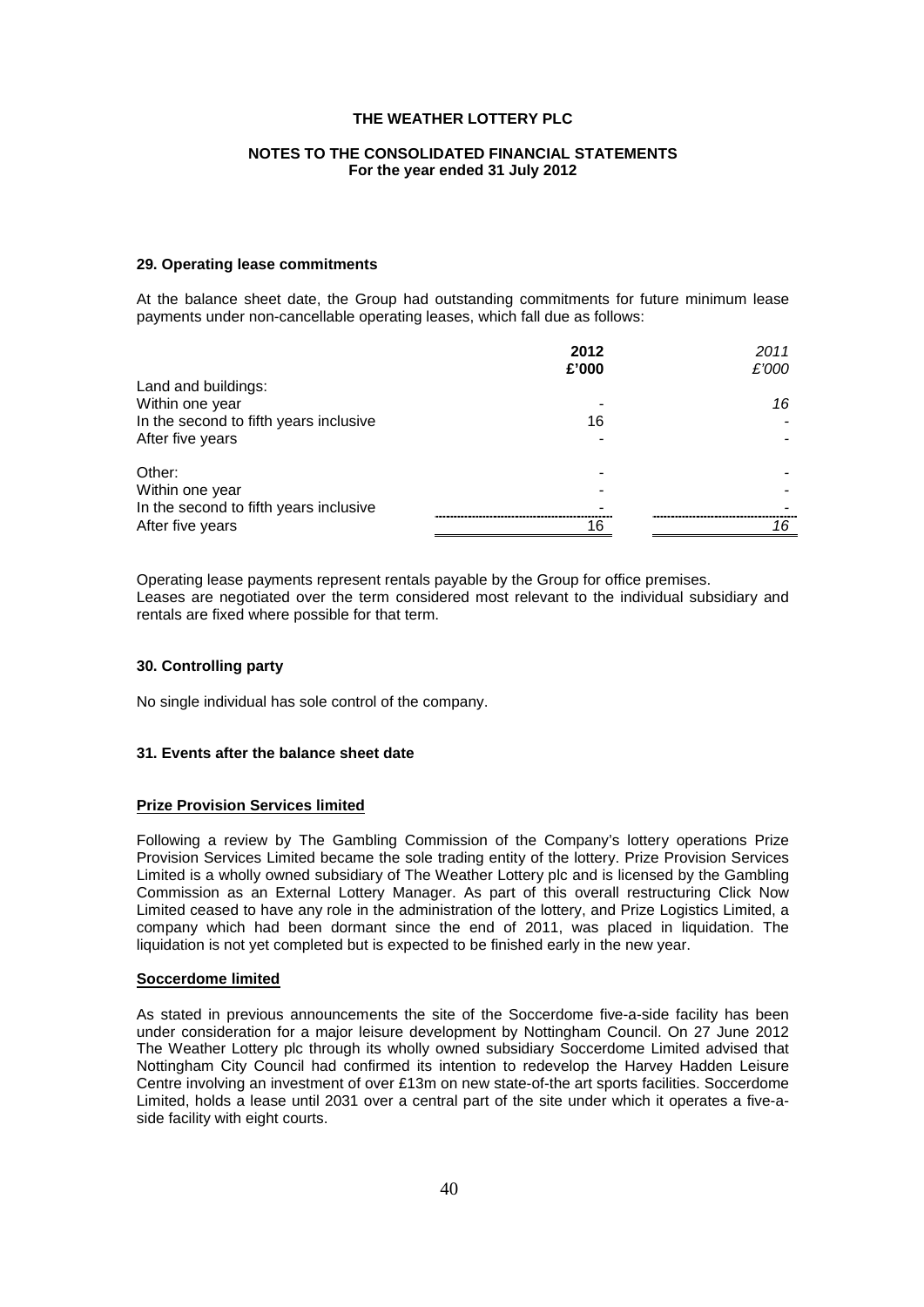## 29. Operating lease commitments

At the balance sheet date, the Group had outstanding commitments for future minimum lease payments under non-cancellable operating leases, which fall due as follows:

| | 2012 £'000 | *2011 £'000* |
|---|---|---|
| Land and buildings: | | |
| Within one year | - | *16* |
| In the second to fifth years inclusive | 16 | - |
| After five years | - | - |
| Other: | - | - |
| Within one year | - | - |
| In the second to fifth years inclusive | - | - |
| After five years | 16 | *16* |

Operating lease payments represent rentals payable by the Group for office premises.
Leases are negotiated over the term considered most relevant to the individual subsidiary and rentals are fixed where possible for that term.

## 30. Controlling party

No single individual has sole control of the company.

## 31. Events after the balance sheet date

### Prize Provision Services limited

Following a review by The Gambling Commission of the Company's lottery operations Prize Provision Services Limited became the sole trading entity of the lottery. Prize Provision Services Limited is a wholly owned subsidiary of The Weather Lottery plc and is licensed by the Gambling Commission as an External Lottery Manager. As part of this overall restructuring Click Now Limited ceased to have any role in the administration of the lottery, and Prize Logistics Limited, a company which had been dormant since the end of 2011, was placed in liquidation. The liquidation is not yet completed but is expected to be finished early in the new year.

### Soccerdome limited

As stated in previous announcements the site of the Soccerdome five-a-side facility has been under consideration for a major leisure development by Nottingham Council. On 27 June 2012 The Weather Lottery plc through its wholly owned subsidiary Soccerdome Limited advised that Nottingham City Council had confirmed its intention to redevelop the Harvey Hadden Leisure Centre involving an investment of over £13m on new state-of-the art sports facilities. Soccerdome Limited, holds a lease until 2031 over a central part of the site under which it operates a five-a-side facility with eight courts.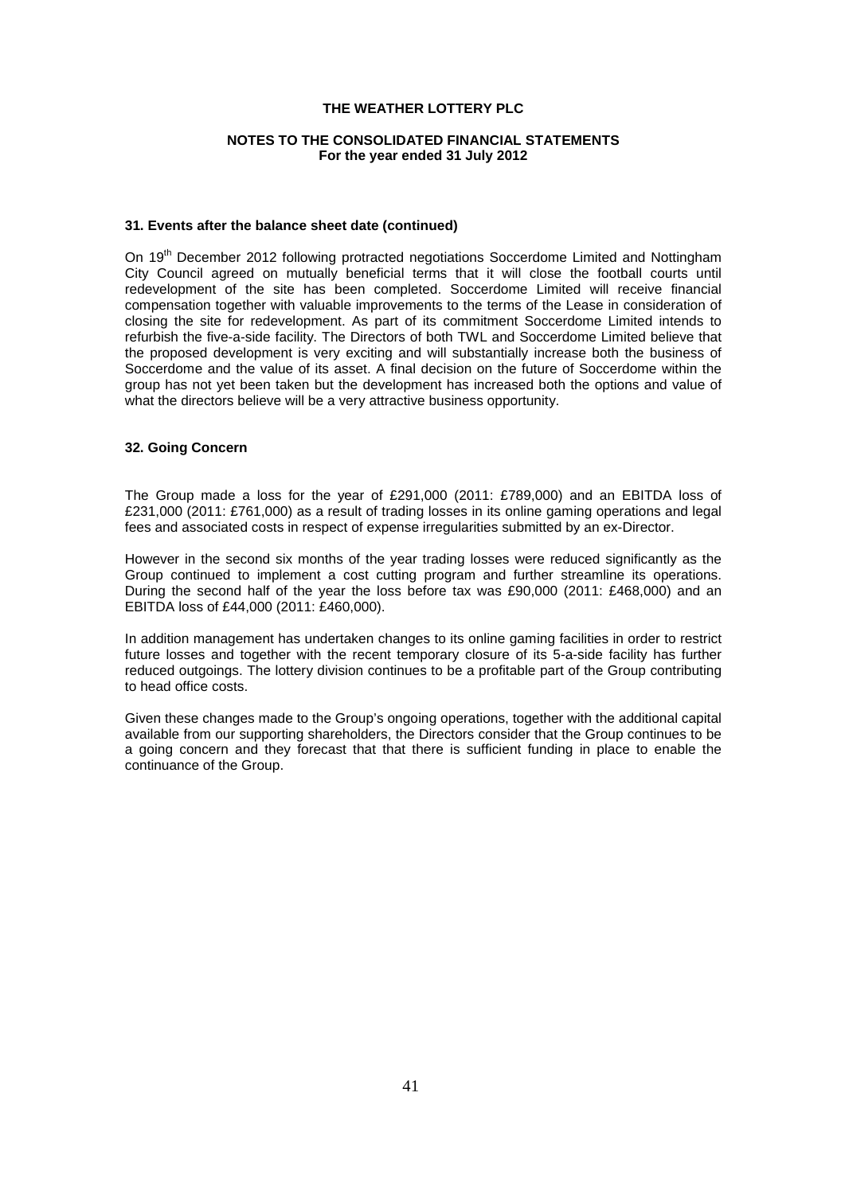**THE WEATHER LOTTERY PLC**

**NOTES TO THE CONSOLIDATED FINANCIAL STATEMENTS**
**For the year ended 31 July 2012**

### 31. Events after the balance sheet date (continued)

On 19th December 2012 following protracted negotiations Soccerdome Limited and Nottingham City Council agreed on mutually beneficial terms that it will close the football courts until redevelopment of the site has been completed. Soccerdome Limited will receive financial compensation together with valuable improvements to the terms of the Lease in consideration of closing the site for redevelopment. As part of its commitment Soccerdome Limited intends to refurbish the five-a-side facility. The Directors of both TWL and Soccerdome Limited believe that the proposed development is very exciting and will substantially increase both the business of Soccerdome and the value of its asset. A final decision on the future of Soccerdome within the group has not yet been taken but the development has increased both the options and value of what the directors believe will be a very attractive business opportunity.

### 32. Going Concern

The Group made a loss for the year of £291,000 (2011: £789,000) and an EBITDA loss of £231,000 (2011: £761,000) as a result of trading losses in its online gaming operations and legal fees and associated costs in respect of expense irregularities submitted by an ex-Director.

However in the second six months of the year trading losses were reduced significantly as the Group continued to implement a cost cutting program and further streamline its operations. During the second half of the year the loss before tax was £90,000 (2011: £468,000) and an EBITDA loss of £44,000 (2011: £460,000).

In addition management has undertaken changes to its online gaming facilities in order to restrict future losses and together with the recent temporary closure of its 5-a-side facility has further reduced outgoings. The lottery division continues to be a profitable part of the Group contributing to head office costs.

Given these changes made to the Group's ongoing operations, together with the additional capital available from our supporting shareholders, the Directors consider that the Group continues to be a going concern and they forecast that that there is sufficient funding in place to enable the continuance of the Group.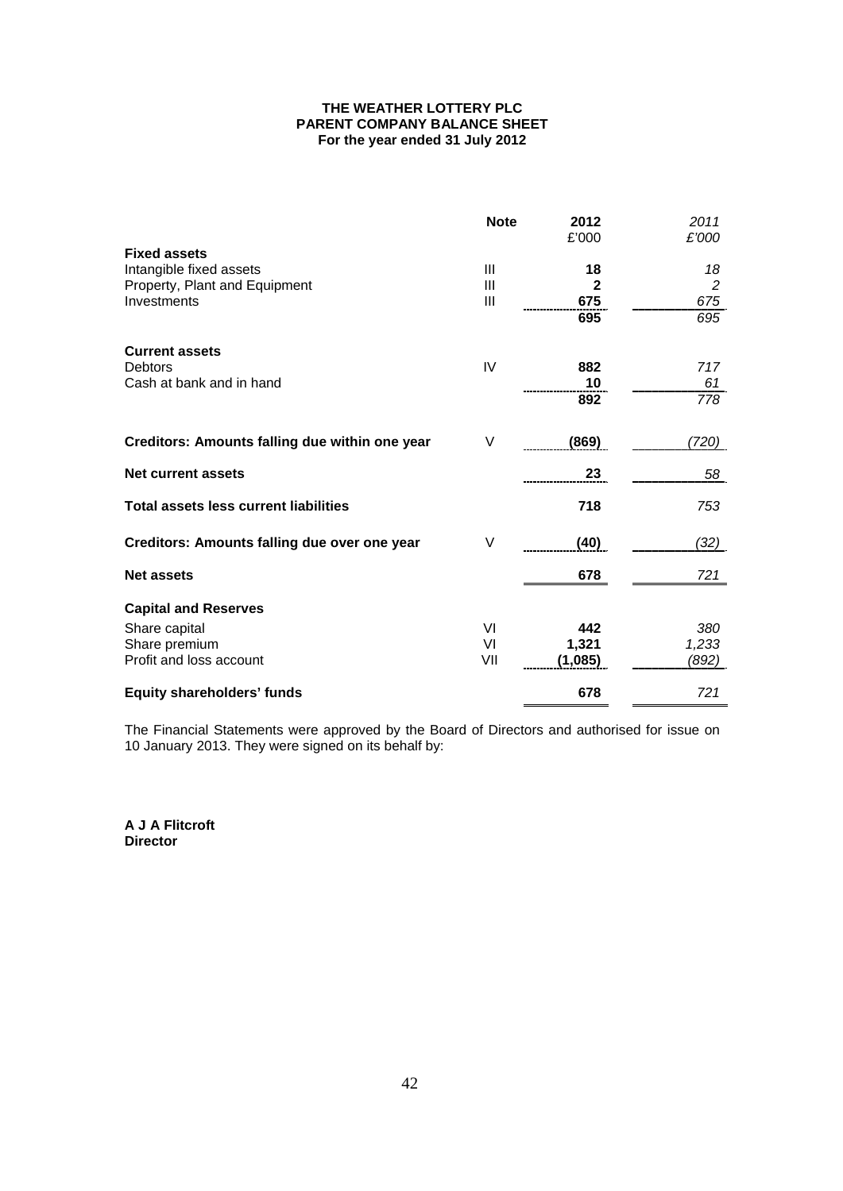**THE WEATHER LOTTERY PLC**
**PARENT COMPANY BALANCE SHEET**
**For the year ended 31 July 2012**

| | Note | 2012<br>£'000 | *2011*<br>*£'000* |
|---|---|---|---|
| **Fixed assets** | | | |
| Intangible fixed assets | III | **18** | *18* |
| Property, Plant and Equipment | III | **2** | *2* |
| Investments | III | **675** | *675* |
| | | **695** | *695* |
| **Current assets** | | | |
| Debtors | IV | **882** | *717* |
| Cash at bank and in hand | | **10** | *61* |
| | | **892** | *778* |
| **Creditors: Amounts falling due within one year** | V | **(869)** | *(720)* |
| **Net current assets** | | **23** | *58* |
| **Total assets less current liabilities** | | **718** | *753* |
| **Creditors: Amounts falling due over one year** | V | **(40)** | *(32)* |
| **Net assets** | | **678** | *721* |
| **Capital and Reserves** | | | |
| Share capital | VI | **442** | *380* |
| Share premium | VI | **1,321** | *1,233* |
| Profit and loss account | VII | **(1,085)** | *(892)* |
| **Equity shareholders' funds** | | **678** | *721* |

The Financial Statements were approved by the Board of Directors and authorised for issue on 10 January 2013. They were signed on its behalf by:

**A J A Flitcroft**
**Director**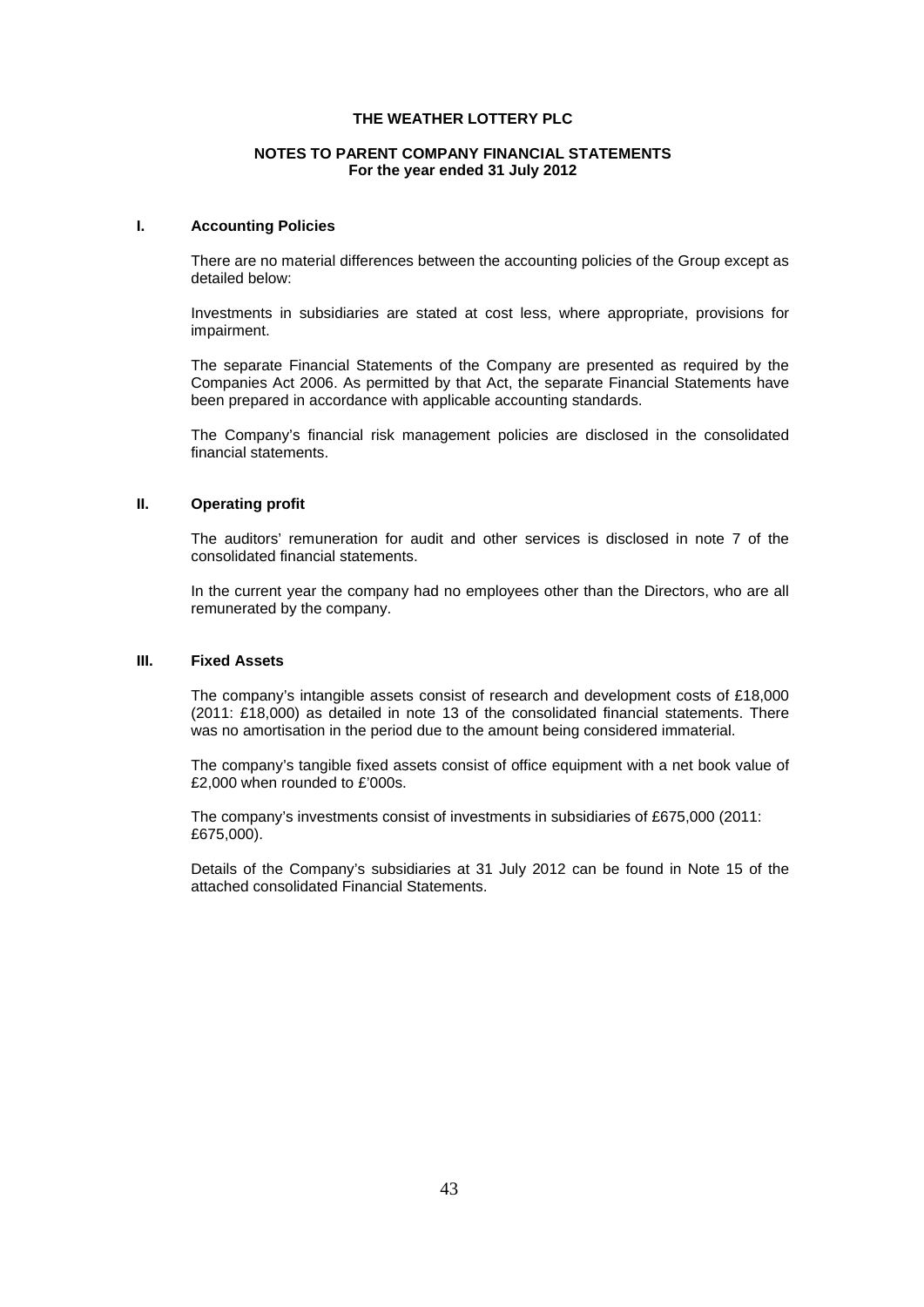# THE WEATHER LOTTERY PLC

## NOTES TO PARENT COMPANY FINANCIAL STATEMENTS
**For the year ended 31 July 2012**

### I. Accounting Policies

There are no material differences between the accounting policies of the Group except as detailed below:

Investments in subsidiaries are stated at cost less, where appropriate, provisions for impairment.

The separate Financial Statements of the Company are presented as required by the Companies Act 2006. As permitted by that Act, the separate Financial Statements have been prepared in accordance with applicable accounting standards.

The Company's financial risk management policies are disclosed in the consolidated financial statements.

### II. Operating profit

The auditors' remuneration for audit and other services is disclosed in note 7 of the consolidated financial statements.

In the current year the company had no employees other than the Directors, who are all remunerated by the company.

### III. Fixed Assets

The company's intangible assets consist of research and development costs of £18,000 (2011: £18,000) as detailed in note 13 of the consolidated financial statements. There was no amortisation in the period due to the amount being considered immaterial.

The company's tangible fixed assets consist of office equipment with a net book value of £2,000 when rounded to £'000s.

The company's investments consist of investments in subsidiaries of £675,000 (2011: £675,000).

Details of the Company's subsidiaries at 31 July 2012 can be found in Note 15 of the attached consolidated Financial Statements.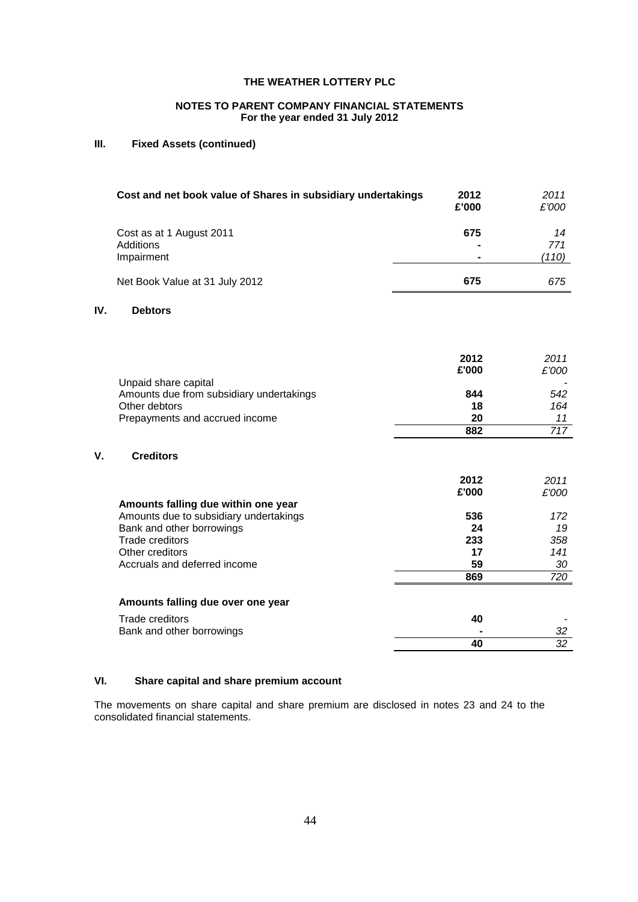**THE WEATHER LOTTERY PLC**

**NOTES TO PARENT COMPANY FINANCIAL STATEMENTS**
**For the year ended 31 July 2012**

### III. Fixed Assets (continued)

| **Cost and net book value of Shares in subsidiary undertakings** | **2012 £'000** | *2011 £'000* |
|---|---|---|
| Cost as at 1 August 2011 | **675** | *14* |
| Additions | **-** | *771* |
| Impairment | **-** | *(110)* |
| Net Book Value at 31 July 2012 | **675** | *675* |

### IV. Debtors

| | **2012 £'000** | *2011 £'000* |
|---|---|---|
| Unpaid share capital | | *-* |
| Amounts due from subsidiary undertakings | **844** | *542* |
| Other debtors | **18** | *164* |
| Prepayments and accrued income | **20** | *11* |
| | **882** | *717* |

### V. Creditors

| | **2012 £'000** | *2011 £'000* |
|---|---|---|
| **Amounts falling due within one year** | | |
| Amounts due to subsidiary undertakings | **536** | *172* |
| Bank and other borrowings | **24** | *19* |
| Trade creditors | **233** | *358* |
| Other creditors | **17** | *141* |
| Accruals and deferred income | **59** | *30* |
| | **869** | *720* |
| **Amounts falling due over one year** | | |
| Trade creditors | **40** | *-* |
| Bank and other borrowings | **-** | *32* |
| | **40** | *32* |

### VI. Share capital and share premium account

The movements on share capital and share premium are disclosed in notes 23 and 24 to the consolidated financial statements.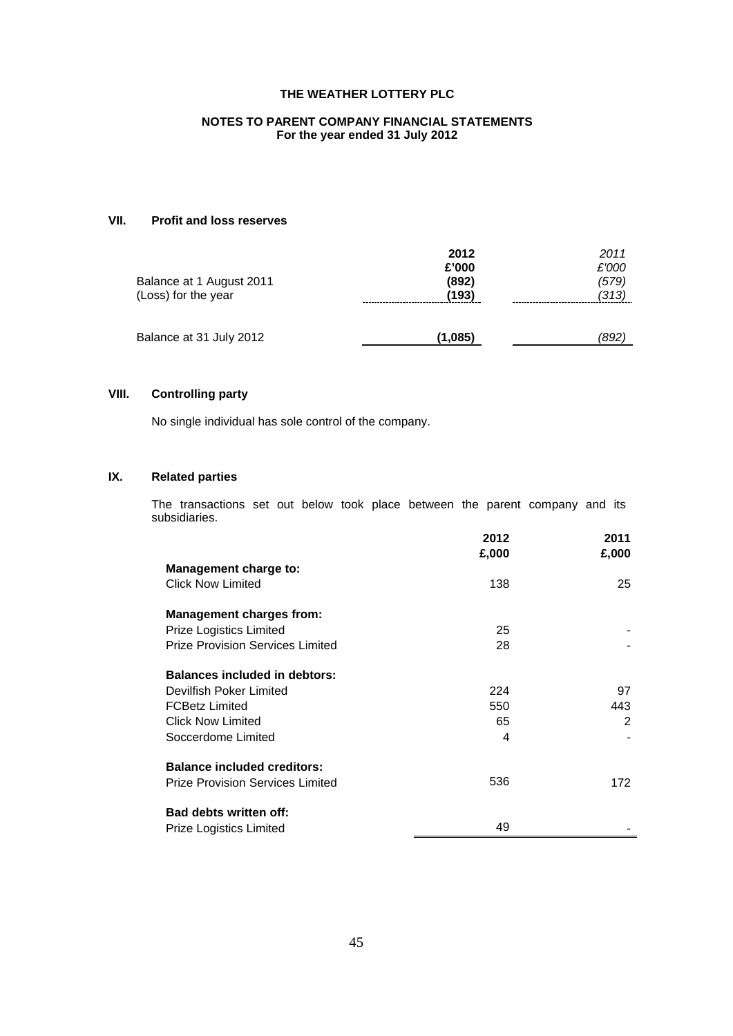# THE WEATHER LOTTERY PLC

## NOTES TO PARENT COMPANY FINANCIAL STATEMENTS
**For the year ended 31 July 2012**

### VII. Profit and loss reserves

| | 2012 | 2011 |
|---|---|---|
| | £'000 | *£'000* |
| Balance at 1 August 2011 | (892) | *(579)* |
| (Loss) for the year | (193) | *(313)* |
| Balance at 31 July 2012 | (1,085) | *(892)* |

### VIII. Controlling party

No single individual has sole control of the company.

### IX. Related parties

The transactions set out below took place between the parent company and its subsidiaries.

| | 2012 | 2011 |
|---|---|---|
| | £,000 | £,000 |
| **Management charge to:** | | |
| Click Now Limited | 138 | 25 |
| **Management charges from:** | | |
| Prize Logistics Limited | 25 | - |
| Prize Provision Services Limited | 28 | - |
| **Balances included in debtors:** | | |
| Devilfish Poker Limited | 224 | 97 |
| FCBetz Limited | 550 | 443 |
| Click Now Limited | 65 | 2 |
| Soccerdome Limited | 4 | - |
| **Balance included creditors:** | | |
| Prize Provision Services Limited | 536 | 172 |
| **Bad debts written off:** | | |
| Prize Logistics Limited | 49 | - |